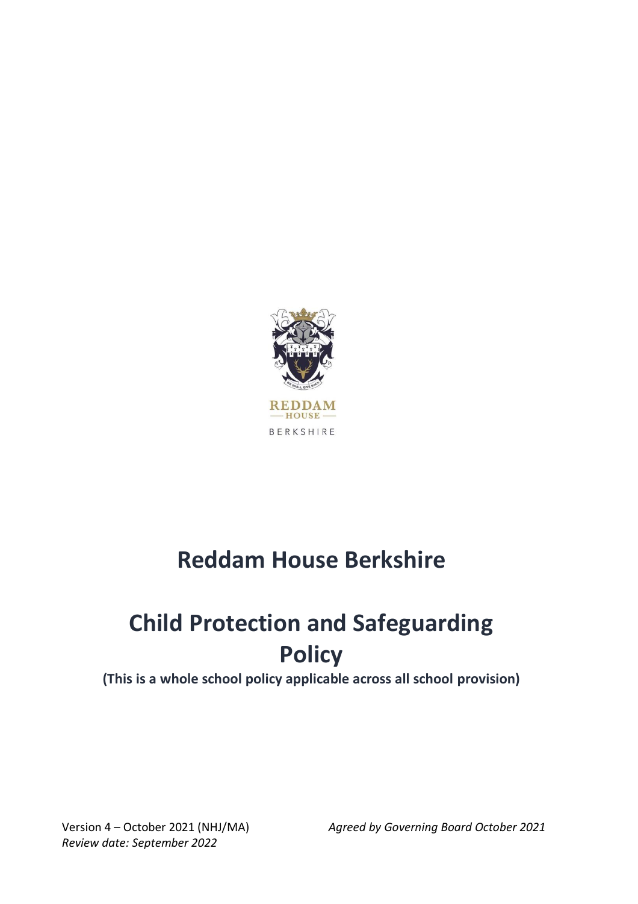REDDAM HOUSE

BERKSHIRE

# Reddam House Berkshire

# Child Protection and Safeguarding Policy

**(This is a whole school policy applicable across all school provision)**

Version 4 – October 2021 (NHJ/MA)

*Review date: September 2022*

*Agreed by Governing Board October 2021*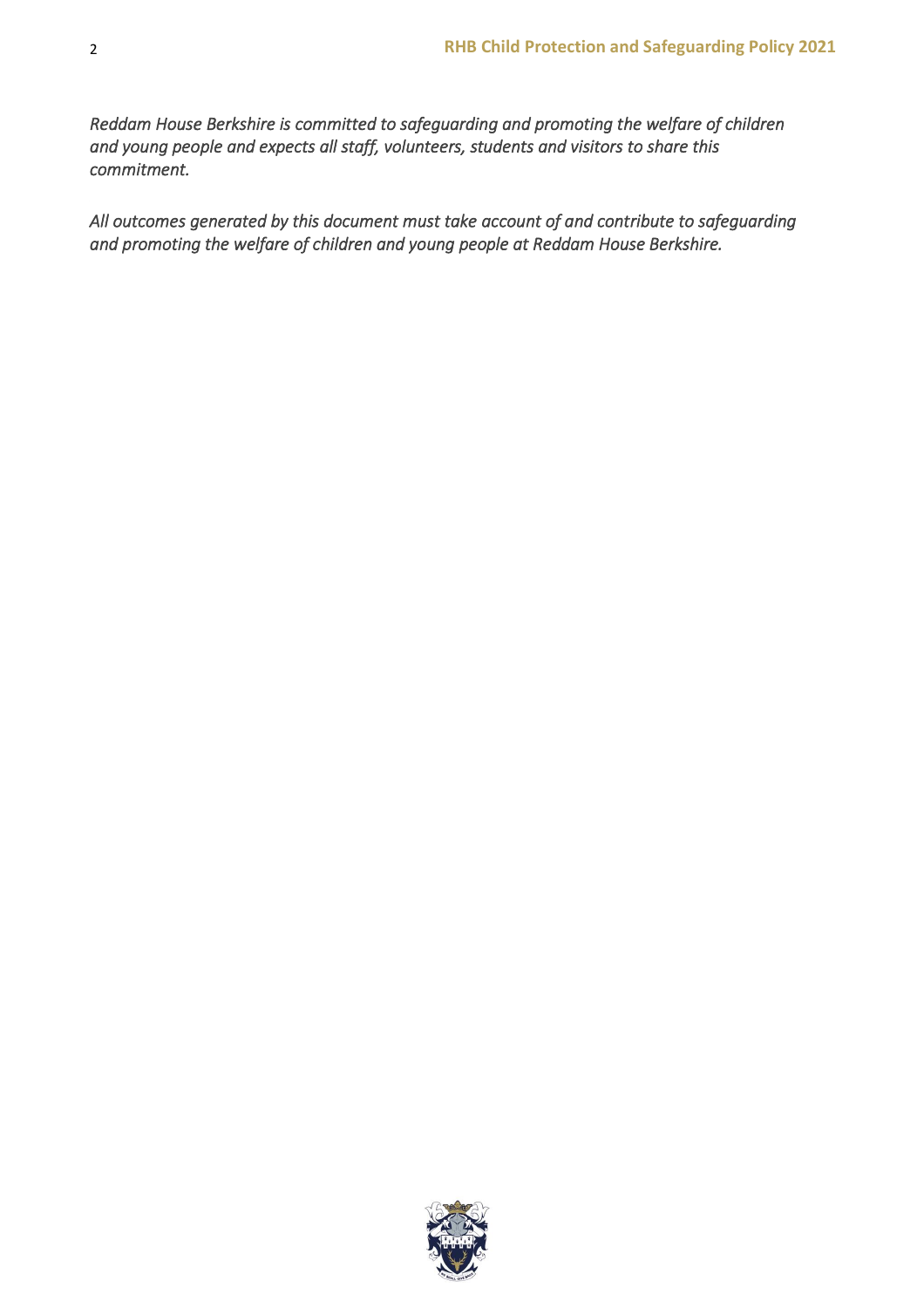*Reddam House Berkshire is committed to safeguarding and promoting the welfare of children and young people and expects all staff, volunteers, students and visitors to share this commitment.*

*All outcomes generated by this document must take account of and contribute to safeguarding and promoting the welfare of children and young people at Reddam House Berkshire.*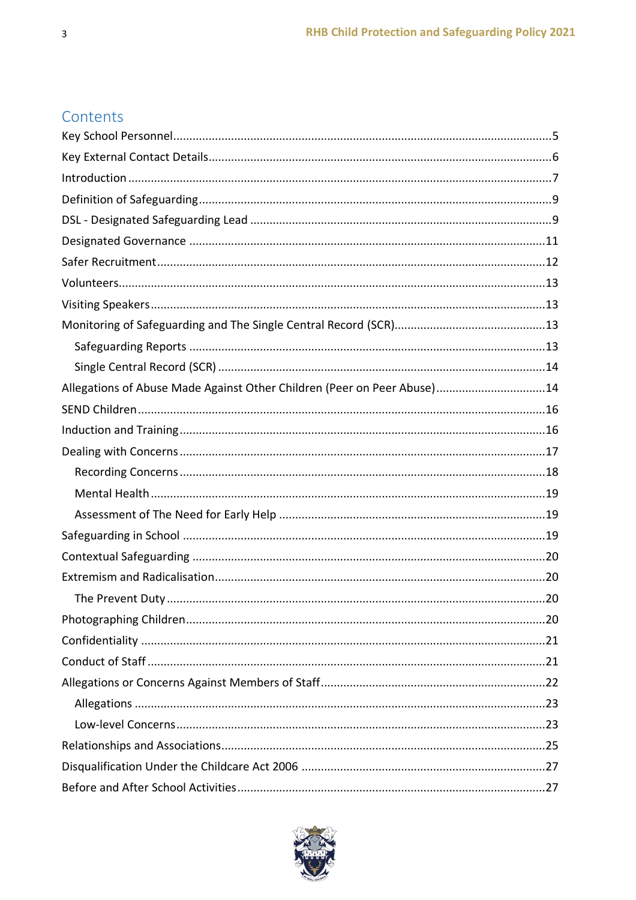## Contents

- Key School Personnel ... 5
- Key External Contact Details ... 6
- Introduction ... 7
- Definition of Safeguarding ... 9
- DSL - Designated Safeguarding Lead ... 9
- Designated Governance ... 11
- Safer Recruitment ... 12
- Volunteers ... 13
- Visiting Speakers ... 13
- Monitoring of Safeguarding and The Single Central Record (SCR) ... 13
  - Safeguarding Reports ... 13
  - Single Central Record (SCR) ... 14
- Allegations of Abuse Made Against Other Children (Peer on Peer Abuse) ... 14
- SEND Children ... 16
- Induction and Training ... 16
- Dealing with Concerns ... 17
  - Recording Concerns ... 18
  - Mental Health ... 19
  - Assessment of The Need for Early Help ... 19
- Safeguarding in School ... 19
- Contextual Safeguarding ... 20
- Extremism and Radicalisation ... 20
  - The Prevent Duty ... 20
- Photographing Children ... 20
- Confidentiality ... 21
- Conduct of Staff ... 21
- Allegations or Concerns Against Members of Staff ... 22
  - Allegations ... 23
  - Low-level Concerns ... 23
- Relationships and Associations ... 25
- Disqualification Under the Childcare Act 2006 ... 27
- Before and After School Activities ... 27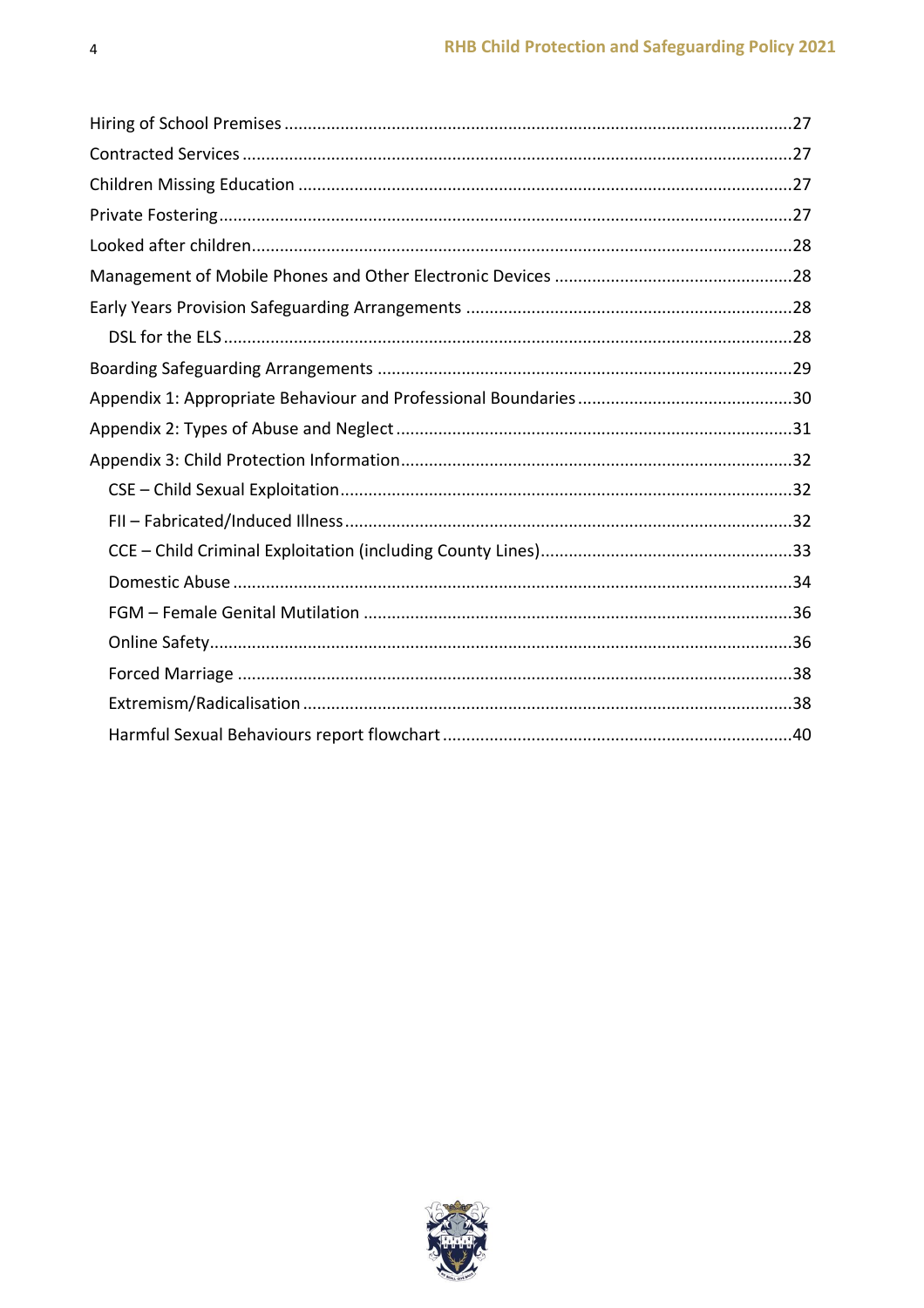Hiring of School Premises ....................................................................................................27
Contracted Services ...........................................................................................................27
Children Missing Education .................................................................................................27
Private Fostering ................................................................................................................27
Looked after children ..........................................................................................................28
Management of Mobile Phones and Other Electronic Devices ..................................................28
Early Years Provision Safeguarding Arrangements ..................................................................28
  DSL for the ELS ..............................................................................................................28
Boarding Safeguarding Arrangements ....................................................................................29
Appendix 1: Appropriate Behaviour and Professional Boundaries ..............................................30
Appendix 2: Types of Abuse and Neglect ...............................................................................31
Appendix 3: Child Protection Information ...............................................................................32
  CSE – Child Sexual Exploitation ........................................................................................32
  FII – Fabricated/Induced Illness .........................................................................................32
  CCE – Child Criminal Exploitation (including County Lines) ....................................................33
  Domestic Abuse ..............................................................................................................34
  FGM – Female Genital Mutilation .......................................................................................36
  Online Safety ..................................................................................................................36
  Forced Marriage ..............................................................................................................38
  Extremism/Radicalisation ..................................................................................................38
  Harmful Sexual Behaviours report flowchart .......................................................................40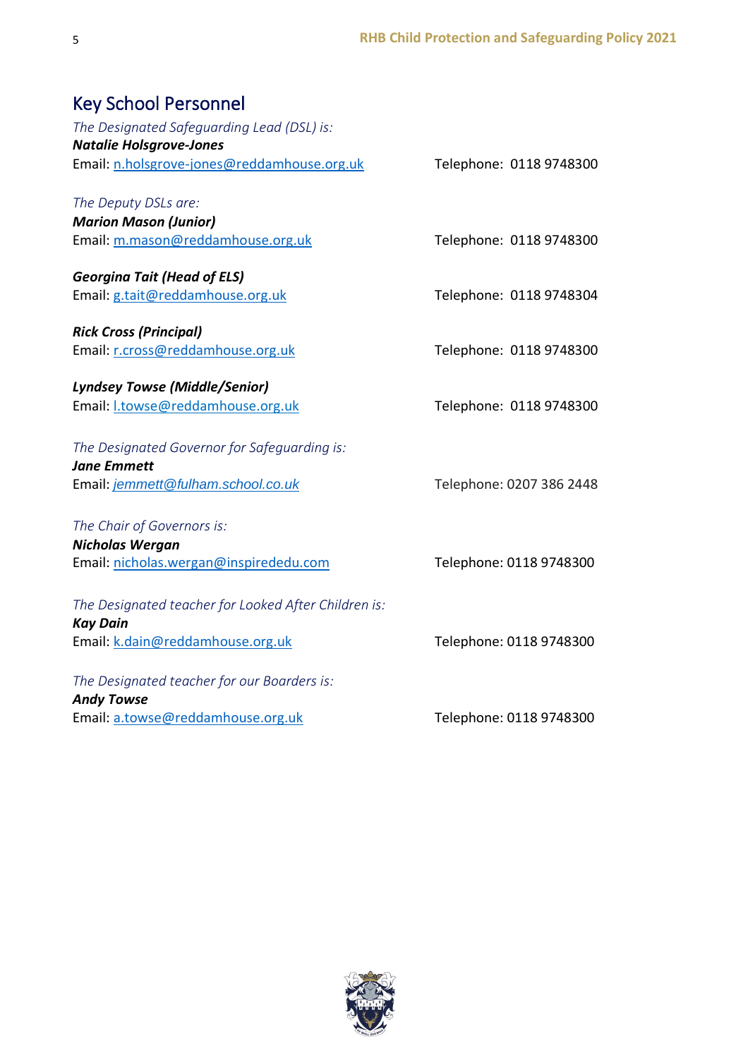## Key School Personnel

*The Designated Safeguarding Lead (DSL) is:*
***Natalie Holsgrove-Jones***
Email: n.holsgrove-jones@reddamhouse.org.uk Telephone: 0118 9748300

*The Deputy DSLs are:*
***Marion Mason (Junior)***
Email: m.mason@reddamhouse.org.uk Telephone: 0118 9748300

***Georgina Tait (Head of ELS)***
Email: g.tait@reddamhouse.org.uk Telephone: 0118 9748304

***Rick Cross (Principal)***
Email: r.cross@reddamhouse.org.uk Telephone: 0118 9748300

***Lyndsey Towse (Middle/Senior)***
Email: l.towse@reddamhouse.org.uk Telephone: 0118 9748300

*The Designated Governor for Safeguarding is:*
***Jane Emmett***
Email: *jemmett@fulham.school.co.uk* Telephone: 0207 386 2448

*The Chair of Governors is:*
***Nicholas Wergan***
Email: nicholas.wergan@inspirededu.com Telephone: 0118 9748300

*The Designated teacher for Looked After Children is:*
***Kay Dain***
Email: k.dain@reddamhouse.org.uk Telephone: 0118 9748300

*The Designated teacher for our Boarders is:*
***Andy Towse***
Email: a.towse@reddamhouse.org.uk Telephone: 0118 9748300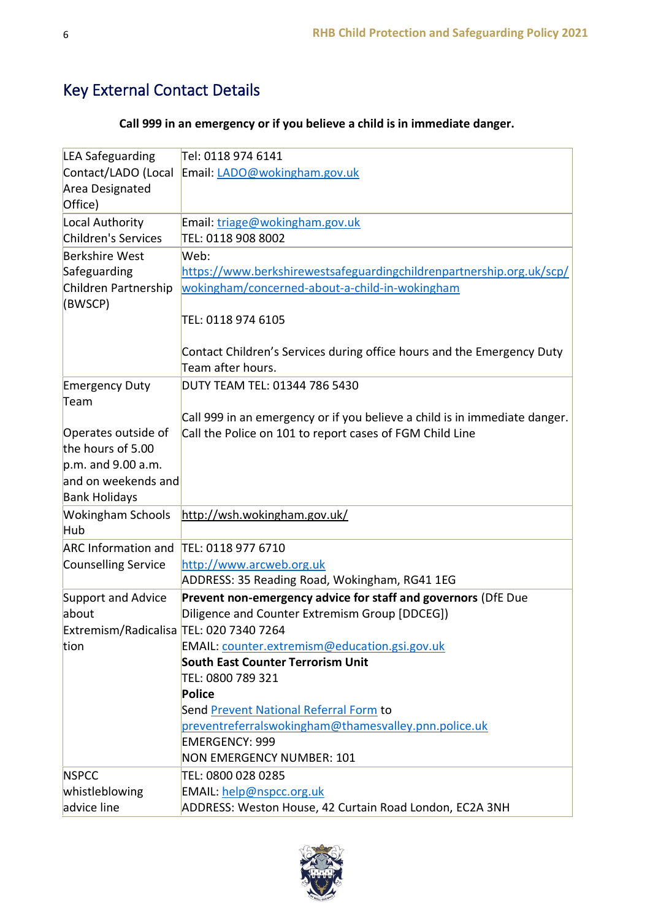## Key External Contact Details

**Call 999 in an emergency or if you believe a child is in immediate danger.**

| | |
|---|---|
| LEA Safeguarding Contact/LADO (Local Area Designated Office) | Tel: 0118 974 6141<br>Email: LADO@wokingham.gov.uk |
| Local Authority Children's Services | Email: triage@wokingham.gov.uk<br>TEL: 0118 908 8002 |
| Berkshire West Safeguarding Children Partnership (BWSCP) | Web:<br>https://www.berkshirewestsafeguardingchildrenpartnership.org.uk/scp/wokingham/concerned-about-a-child-in-wokingham<br><br>TEL: 0118 974 6105<br><br>Contact Children's Services during office hours and the Emergency Duty Team after hours. |
| Emergency Duty Team<br><br>Operates outside of the hours of 5.00 p.m. and 9.00 a.m. and on weekends and Bank Holidays | DUTY TEAM TEL: 01344 786 5430<br><br>Call 999 in an emergency or if you believe a child is in immediate danger.<br>Call the Police on 101 to report cases of FGM Child Line |
| Wokingham Schools Hub | http://wsh.wokingham.gov.uk/ |
| ARC Information and Counselling Service | TEL: 0118 977 6710<br>http://www.arcweb.org.uk<br>ADDRESS: 35 Reading Road, Wokingham, RG41 1EG |
| Support and Advice about Extremism/Radicalisation | **Prevent non-emergency advice for staff and governors** (DfE Due Diligence and Counter Extremism Group [DDCEG])<br>TEL: 020 7340 7264<br>EMAIL: counter.extremism@education.gsi.gov.uk<br>**South East Counter Terrorism Unit**<br>TEL: 0800 789 321<br>**Police**<br>Send Prevent National Referral Form to preventreferralswokingham@thamesvalley.pnn.police.uk<br>EMERGENCY: 999<br>NON EMERGENCY NUMBER: 101 |
| NSPCC whistleblowing advice line | TEL: 0800 028 0285<br>EMAIL: help@nspcc.org.uk<br>ADDRESS: Weston House, 42 Curtain Road London, EC2A 3NH |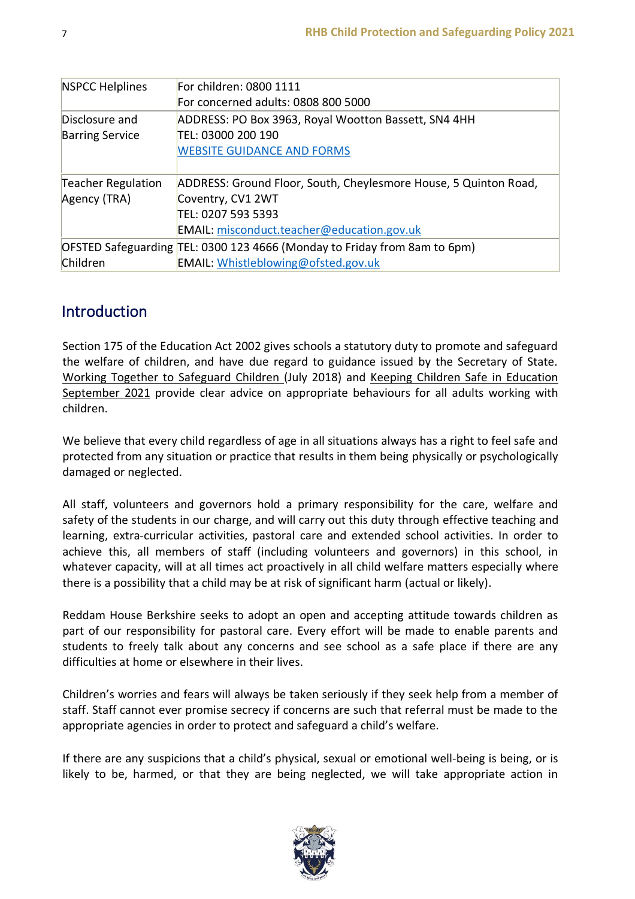| | |
|---|---|
| NSPCC Helplines | For children: 0800 1111<br>For concerned adults: 0808 800 5000 |
| Disclosure and Barring Service | ADDRESS: PO Box 3963, Royal Wootton Bassett, SN4 4HH<br>TEL: 03000 200 190<br>WEBSITE GUIDANCE AND FORMS |
| Teacher Regulation Agency (TRA) | ADDRESS: Ground Floor, South, Cheylesmore House, 5 Quinton Road, Coventry, CV1 2WT<br>TEL: 0207 593 5393<br>EMAIL: misconduct.teacher@education.gov.uk |
| OFSTED Safeguarding Children | TEL: 0300 123 4666 (Monday to Friday from 8am to 6pm)<br>EMAIL: Whistleblowing@ofsted.gov.uk |

## Introduction

Section 175 of the Education Act 2002 gives schools a statutory duty to promote and safeguard the welfare of children, and have due regard to guidance issued by the Secretary of State. Working Together to Safeguard Children (July 2018) and Keeping Children Safe in Education September 2021 provide clear advice on appropriate behaviours for all adults working with children.

We believe that every child regardless of age in all situations always has a right to feel safe and protected from any situation or practice that results in them being physically or psychologically damaged or neglected.

All staff, volunteers and governors hold a primary responsibility for the care, welfare and safety of the students in our charge, and will carry out this duty through effective teaching and learning, extra-curricular activities, pastoral care and extended school activities. In order to achieve this, all members of staff (including volunteers and governors) in this school, in whatever capacity, will at all times act proactively in all child welfare matters especially where there is a possibility that a child may be at risk of significant harm (actual or likely).

Reddam House Berkshire seeks to adopt an open and accepting attitude towards children as part of our responsibility for pastoral care. Every effort will be made to enable parents and students to freely talk about any concerns and see school as a safe place if there are any difficulties at home or elsewhere in their lives.

Children's worries and fears will always be taken seriously if they seek help from a member of staff. Staff cannot ever promise secrecy if concerns are such that referral must be made to the appropriate agencies in order to protect and safeguard a child's welfare.

If there are any suspicions that a child's physical, sexual or emotional well-being is being, or is likely to be, harmed, or that they are being neglected, we will take appropriate action in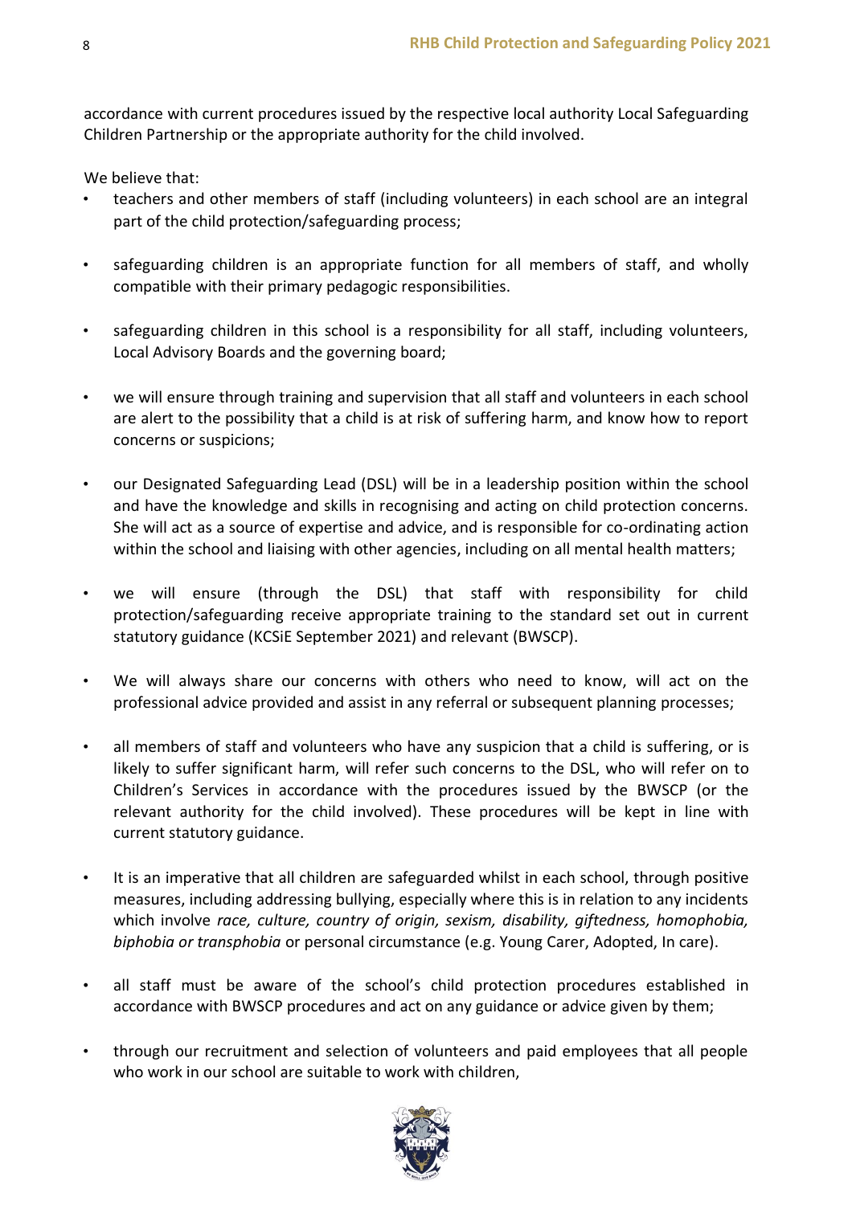accordance with current procedures issued by the respective local authority Local Safeguarding Children Partnership or the appropriate authority for the child involved.

We believe that:

- teachers and other members of staff (including volunteers) in each school are an integral part of the child protection/safeguarding process;
- safeguarding children is an appropriate function for all members of staff, and wholly compatible with their primary pedagogic responsibilities.
- safeguarding children in this school is a responsibility for all staff, including volunteers, Local Advisory Boards and the governing board;
- we will ensure through training and supervision that all staff and volunteers in each school are alert to the possibility that a child is at risk of suffering harm, and know how to report concerns or suspicions;
- our Designated Safeguarding Lead (DSL) will be in a leadership position within the school and have the knowledge and skills in recognising and acting on child protection concerns. She will act as a source of expertise and advice, and is responsible for co-ordinating action within the school and liaising with other agencies, including on all mental health matters;
- we will ensure (through the DSL) that staff with responsibility for child protection/safeguarding receive appropriate training to the standard set out in current statutory guidance (KCSiE September 2021) and relevant (BWSCP).
- We will always share our concerns with others who need to know, will act on the professional advice provided and assist in any referral or subsequent planning processes;
- all members of staff and volunteers who have any suspicion that a child is suffering, or is likely to suffer significant harm, will refer such concerns to the DSL, who will refer on to Children's Services in accordance with the procedures issued by the BWSCP (or the relevant authority for the child involved). These procedures will be kept in line with current statutory guidance.
- It is an imperative that all children are safeguarded whilst in each school, through positive measures, including addressing bullying, especially where this is in relation to any incidents which involve *race, culture, country of origin, sexism, disability, giftedness, homophobia, biphobia or transphobia* or personal circumstance (e.g. Young Carer, Adopted, In care).
- all staff must be aware of the school's child protection procedures established in accordance with BWSCP procedures and act on any guidance or advice given by them;
- through our recruitment and selection of volunteers and paid employees that all people who work in our school are suitable to work with children,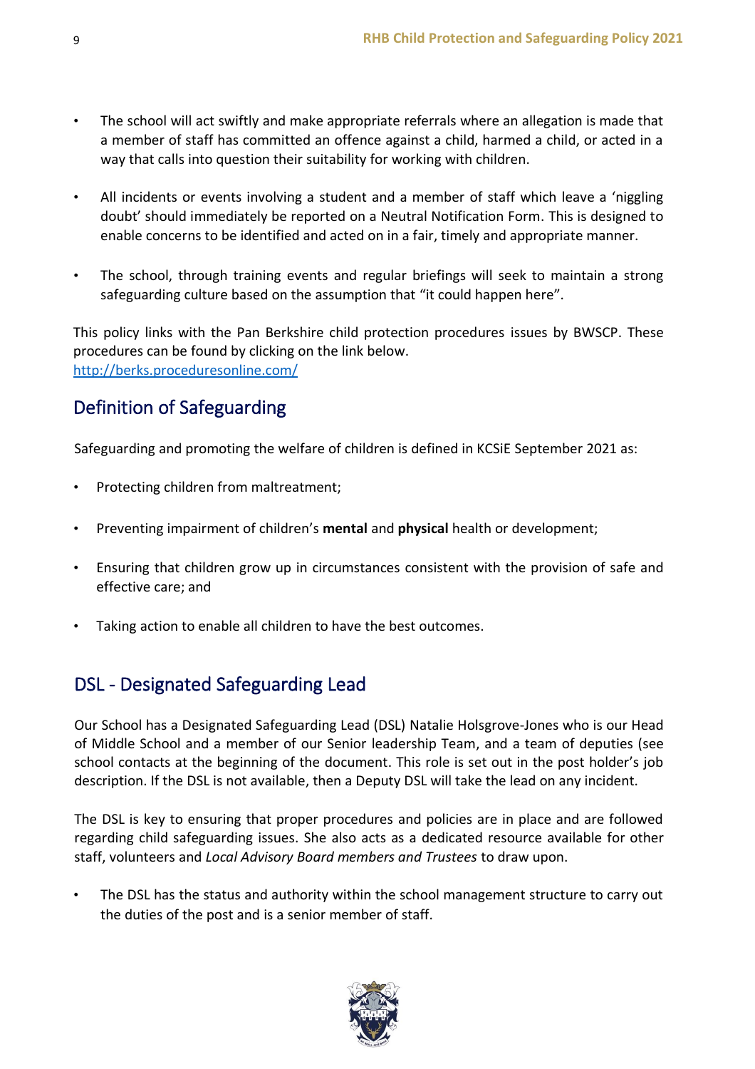- The school will act swiftly and make appropriate referrals where an allegation is made that a member of staff has committed an offence against a child, harmed a child, or acted in a way that calls into question their suitability for working with children.
- All incidents or events involving a student and a member of staff which leave a 'niggling doubt' should immediately be reported on a Neutral Notification Form. This is designed to enable concerns to be identified and acted on in a fair, timely and appropriate manner.
- The school, through training events and regular briefings will seek to maintain a strong safeguarding culture based on the assumption that "it could happen here".

This policy links with the Pan Berkshire child protection procedures issues by BWSCP. These procedures can be found by clicking on the link below.
http://berks.proceduresonline.com/

## Definition of Safeguarding

Safeguarding and promoting the welfare of children is defined in KCSiE September 2021 as:

- Protecting children from maltreatment;
- Preventing impairment of children's **mental** and **physical** health or development;
- Ensuring that children grow up in circumstances consistent with the provision of safe and effective care; and
- Taking action to enable all children to have the best outcomes.

## DSL - Designated Safeguarding Lead

Our School has a Designated Safeguarding Lead (DSL) Natalie Holsgrove-Jones who is our Head of Middle School and a member of our Senior leadership Team, and a team of deputies (see school contacts at the beginning of the document. This role is set out in the post holder's job description. If the DSL is not available, then a Deputy DSL will take the lead on any incident.

The DSL is key to ensuring that proper procedures and policies are in place and are followed regarding child safeguarding issues. She also acts as a dedicated resource available for other staff, volunteers and *Local Advisory Board members and Trustees* to draw upon.

- The DSL has the status and authority within the school management structure to carry out the duties of the post and is a senior member of staff.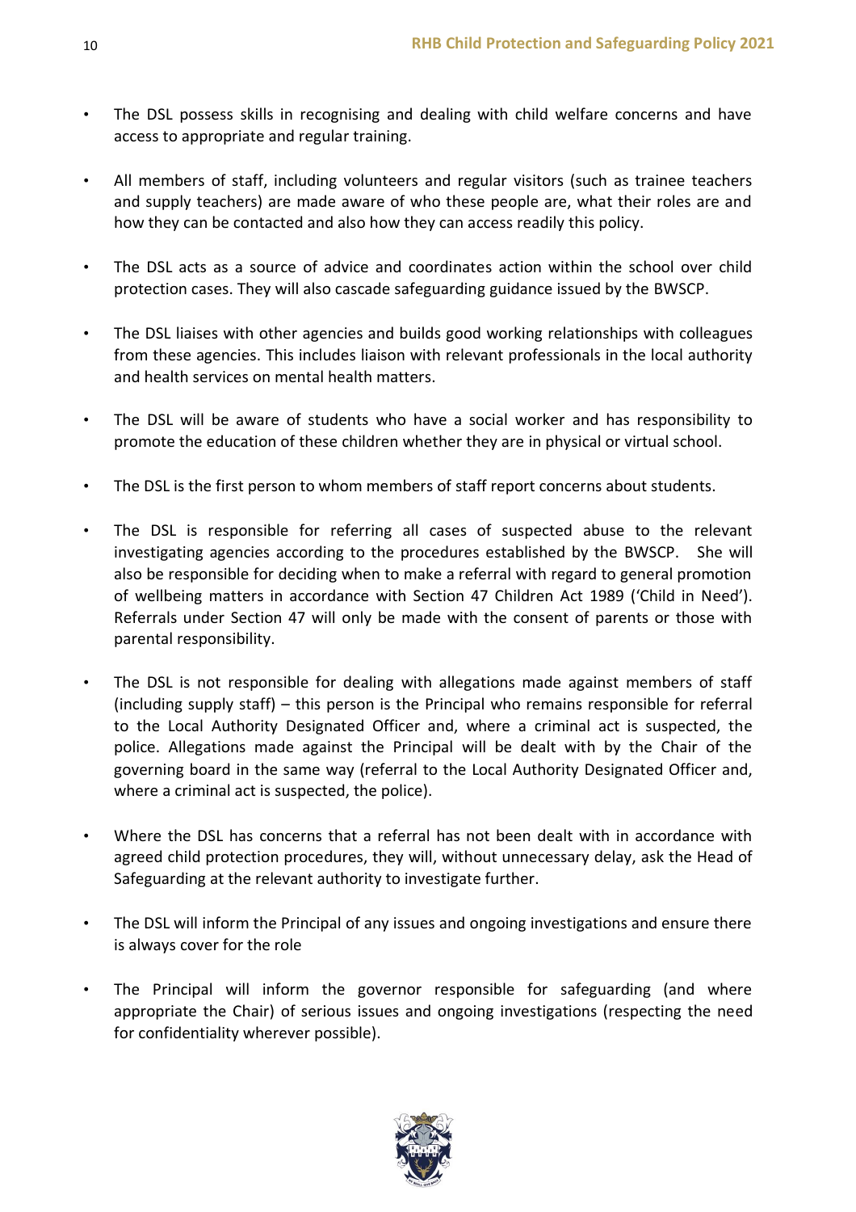- The DSL possess skills in recognising and dealing with child welfare concerns and have access to appropriate and regular training.

- All members of staff, including volunteers and regular visitors (such as trainee teachers and supply teachers) are made aware of who these people are, what their roles are and how they can be contacted and also how they can access readily this policy.

- The DSL acts as a source of advice and coordinates action within the school over child protection cases. They will also cascade safeguarding guidance issued by the BWSCP.

- The DSL liaises with other agencies and builds good working relationships with colleagues from these agencies. This includes liaison with relevant professionals in the local authority and health services on mental health matters.

- The DSL will be aware of students who have a social worker and has responsibility to promote the education of these children whether they are in physical or virtual school.

- The DSL is the first person to whom members of staff report concerns about students.

- The DSL is responsible for referring all cases of suspected abuse to the relevant investigating agencies according to the procedures established by the BWSCP. She will also be responsible for deciding when to make a referral with regard to general promotion of wellbeing matters in accordance with Section 47 Children Act 1989 ('Child in Need'). Referrals under Section 47 will only be made with the consent of parents or those with parental responsibility.

- The DSL is not responsible for dealing with allegations made against members of staff (including supply staff) – this person is the Principal who remains responsible for referral to the Local Authority Designated Officer and, where a criminal act is suspected, the police. Allegations made against the Principal will be dealt with by the Chair of the governing board in the same way (referral to the Local Authority Designated Officer and, where a criminal act is suspected, the police).

- Where the DSL has concerns that a referral has not been dealt with in accordance with agreed child protection procedures, they will, without unnecessary delay, ask the Head of Safeguarding at the relevant authority to investigate further.

- The DSL will inform the Principal of any issues and ongoing investigations and ensure there is always cover for the role

- The Principal will inform the governor responsible for safeguarding (and where appropriate the Chair) of serious issues and ongoing investigations (respecting the need for confidentiality wherever possible).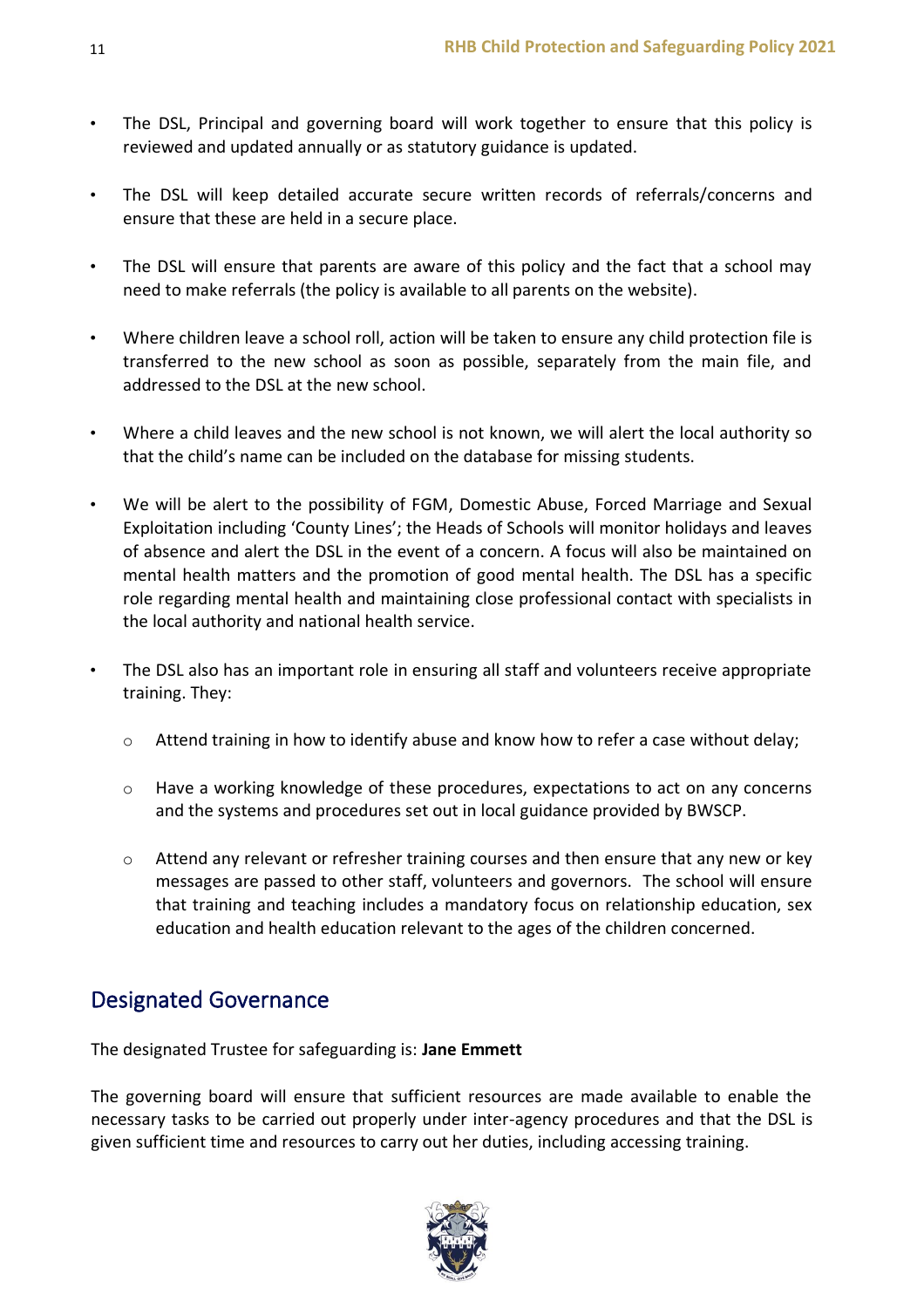- The DSL, Principal and governing board will work together to ensure that this policy is reviewed and updated annually or as statutory guidance is updated.

- The DSL will keep detailed accurate secure written records of referrals/concerns and ensure that these are held in a secure place.

- The DSL will ensure that parents are aware of this policy and the fact that a school may need to make referrals (the policy is available to all parents on the website).

- Where children leave a school roll, action will be taken to ensure any child protection file is transferred to the new school as soon as possible, separately from the main file, and addressed to the DSL at the new school.

- Where a child leaves and the new school is not known, we will alert the local authority so that the child's name can be included on the database for missing students.

- We will be alert to the possibility of FGM, Domestic Abuse, Forced Marriage and Sexual Exploitation including 'County Lines'; the Heads of Schools will monitor holidays and leaves of absence and alert the DSL in the event of a concern. A focus will also be maintained on mental health matters and the promotion of good mental health. The DSL has a specific role regarding mental health and maintaining close professional contact with specialists in the local authority and national health service.

- The DSL also has an important role in ensuring all staff and volunteers receive appropriate training. They:

    - Attend training in how to identify abuse and know how to refer a case without delay;

    - Have a working knowledge of these procedures, expectations to act on any concerns and the systems and procedures set out in local guidance provided by BWSCP.

    - Attend any relevant or refresher training courses and then ensure that any new or key messages are passed to other staff, volunteers and governors. The school will ensure that training and teaching includes a mandatory focus on relationship education, sex education and health education relevant to the ages of the children concerned.

## Designated Governance

The designated Trustee for safeguarding is: **Jane Emmett**

The governing board will ensure that sufficient resources are made available to enable the necessary tasks to be carried out properly under inter-agency procedures and that the DSL is given sufficient time and resources to carry out her duties, including accessing training.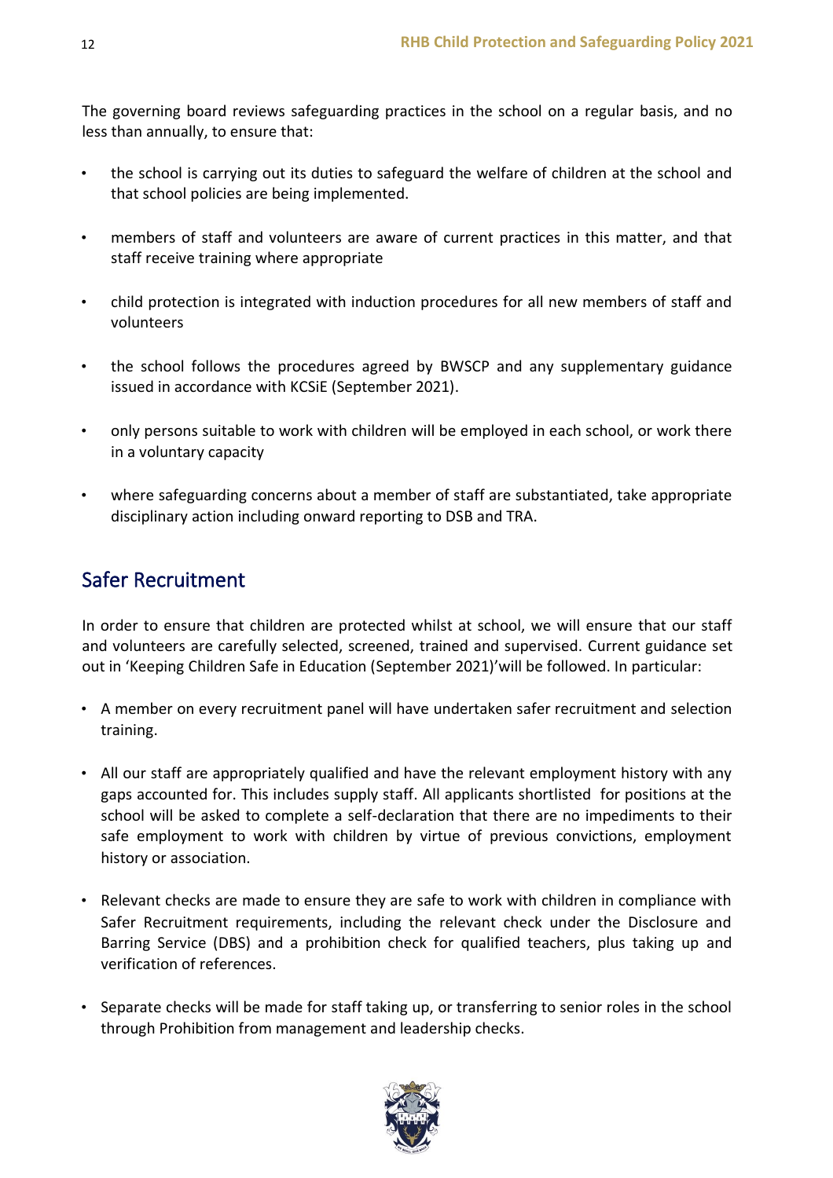The governing board reviews safeguarding practices in the school on a regular basis, and no less than annually, to ensure that:

- the school is carrying out its duties to safeguard the welfare of children at the school and that school policies are being implemented.
- members of staff and volunteers are aware of current practices in this matter, and that staff receive training where appropriate
- child protection is integrated with induction procedures for all new members of staff and volunteers
- the school follows the procedures agreed by BWSCP and any supplementary guidance issued in accordance with KCSiE (September 2021).
- only persons suitable to work with children will be employed in each school, or work there in a voluntary capacity
- where safeguarding concerns about a member of staff are substantiated, take appropriate disciplinary action including onward reporting to DSB and TRA.

## Safer Recruitment

In order to ensure that children are protected whilst at school, we will ensure that our staff and volunteers are carefully selected, screened, trained and supervised. Current guidance set out in 'Keeping Children Safe in Education (September 2021)'will be followed. In particular:

- A member on every recruitment panel will have undertaken safer recruitment and selection training.
- All our staff are appropriately qualified and have the relevant employment history with any gaps accounted for. This includes supply staff. All applicants shortlisted for positions at the school will be asked to complete a self-declaration that there are no impediments to their safe employment to work with children by virtue of previous convictions, employment history or association.
- Relevant checks are made to ensure they are safe to work with children in compliance with Safer Recruitment requirements, including the relevant check under the Disclosure and Barring Service (DBS) and a prohibition check for qualified teachers, plus taking up and verification of references.
- Separate checks will be made for staff taking up, or transferring to senior roles in the school through Prohibition from management and leadership checks.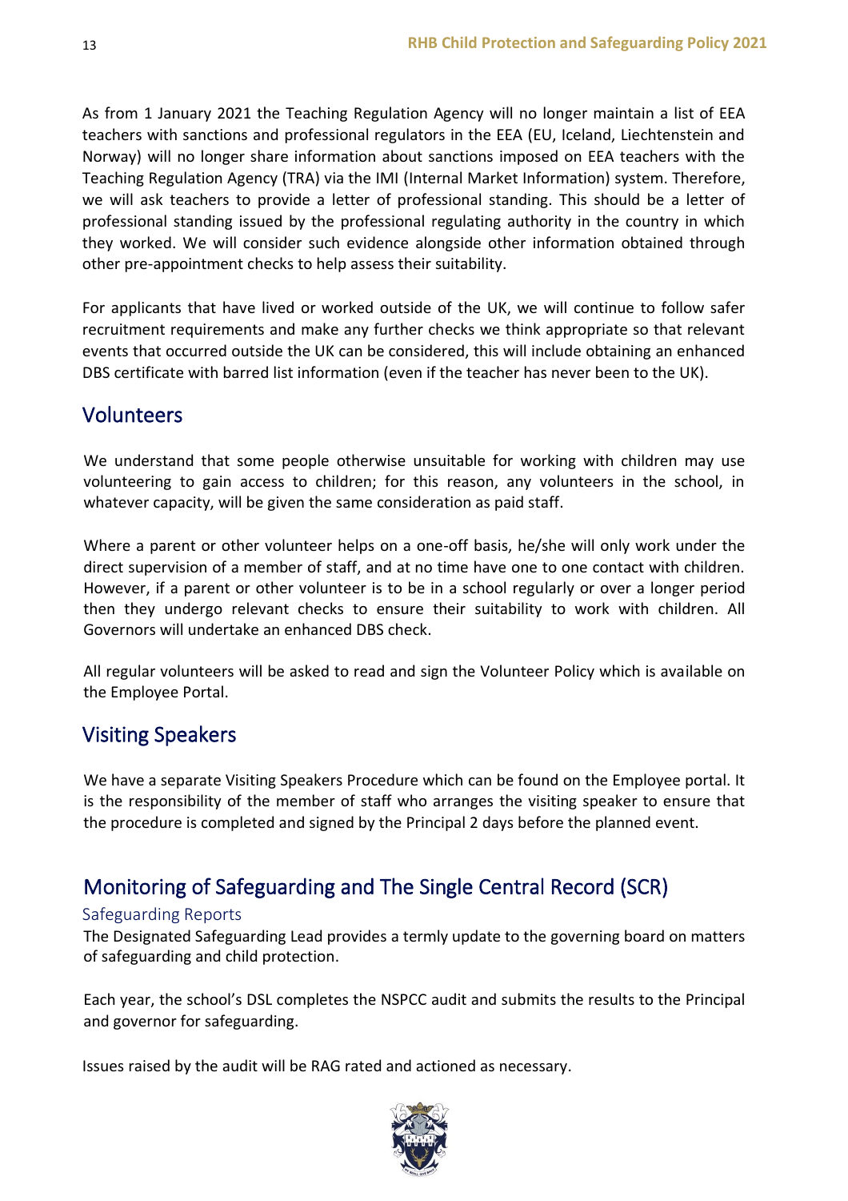As from 1 January 2021 the Teaching Regulation Agency will no longer maintain a list of EEA teachers with sanctions and professional regulators in the EEA (EU, Iceland, Liechtenstein and Norway) will no longer share information about sanctions imposed on EEA teachers with the Teaching Regulation Agency (TRA) via the IMI (Internal Market Information) system. Therefore, we will ask teachers to provide a letter of professional standing. This should be a letter of professional standing issued by the professional regulating authority in the country in which they worked. We will consider such evidence alongside other information obtained through other pre-appointment checks to help assess their suitability.

For applicants that have lived or worked outside of the UK, we will continue to follow safer recruitment requirements and make any further checks we think appropriate so that relevant events that occurred outside the UK can be considered, this will include obtaining an enhanced DBS certificate with barred list information (even if the teacher has never been to the UK).

## Volunteers

We understand that some people otherwise unsuitable for working with children may use volunteering to gain access to children; for this reason, any volunteers in the school, in whatever capacity, will be given the same consideration as paid staff.

Where a parent or other volunteer helps on a one-off basis, he/she will only work under the direct supervision of a member of staff, and at no time have one to one contact with children. However, if a parent or other volunteer is to be in a school regularly or over a longer period then they undergo relevant checks to ensure their suitability to work with children. All Governors will undertake an enhanced DBS check.

All regular volunteers will be asked to read and sign the Volunteer Policy which is available on the Employee Portal.

## Visiting Speakers

We have a separate Visiting Speakers Procedure which can be found on the Employee portal. It is the responsibility of the member of staff who arranges the visiting speaker to ensure that the procedure is completed and signed by the Principal 2 days before the planned event.

## Monitoring of Safeguarding and The Single Central Record (SCR)

### Safeguarding Reports

The Designated Safeguarding Lead provides a termly update to the governing board on matters of safeguarding and child protection.

Each year, the school's DSL completes the NSPCC audit and submits the results to the Principal and governor for safeguarding.

Issues raised by the audit will be RAG rated and actioned as necessary.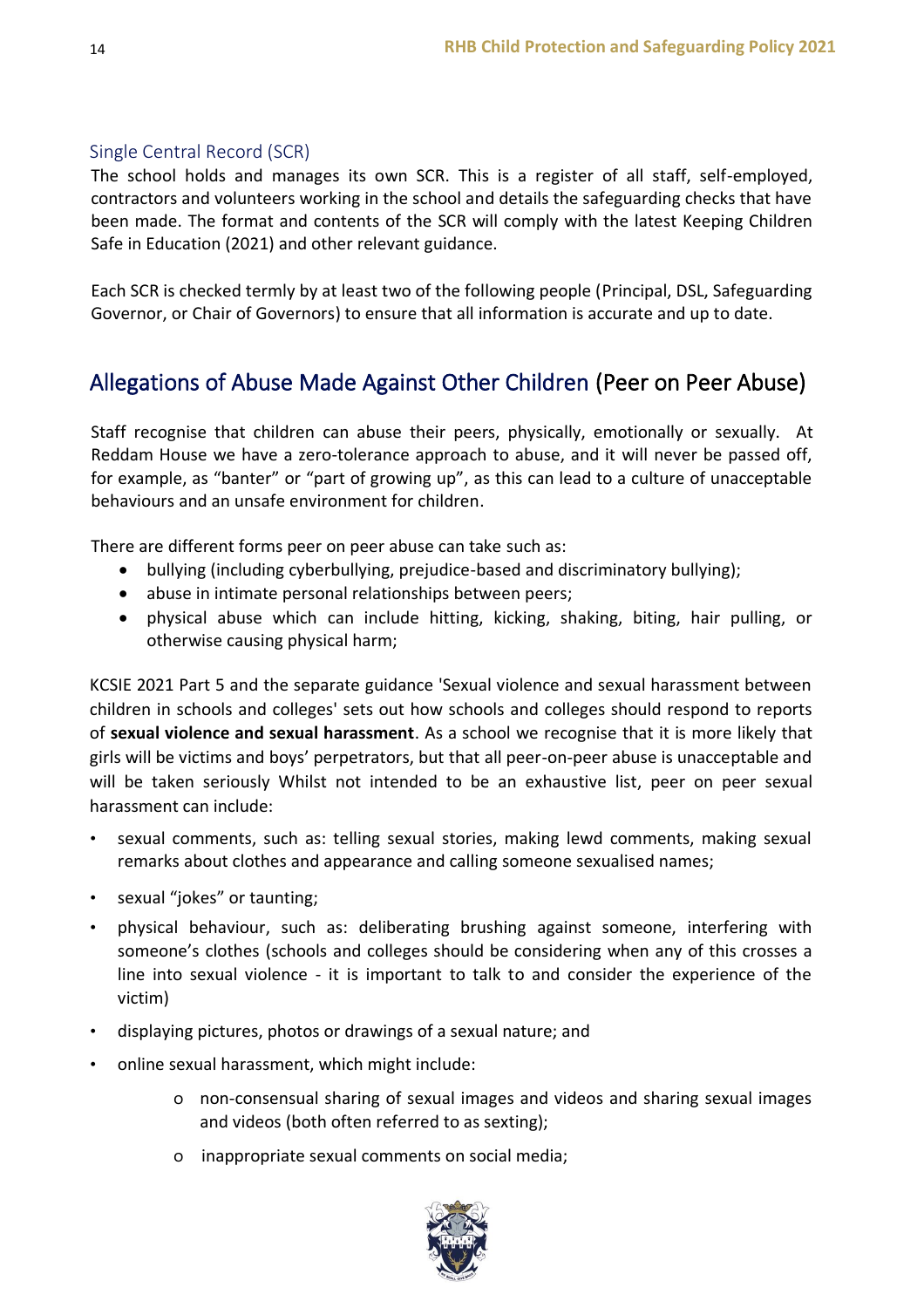### Single Central Record (SCR)

The school holds and manages its own SCR. This is a register of all staff, self-employed, contractors and volunteers working in the school and details the safeguarding checks that have been made. The format and contents of the SCR will comply with the latest Keeping Children Safe in Education (2021) and other relevant guidance.

Each SCR is checked termly by at least two of the following people (Principal, DSL, Safeguarding Governor, or Chair of Governors) to ensure that all information is accurate and up to date.

## Allegations of Abuse Made Against Other Children (Peer on Peer Abuse)

Staff recognise that children can abuse their peers, physically, emotionally or sexually. At Reddam House we have a zero-tolerance approach to abuse, and it will never be passed off, for example, as "banter" or "part of growing up", as this can lead to a culture of unacceptable behaviours and an unsafe environment for children.

There are different forms peer on peer abuse can take such as:

- bullying (including cyberbullying, prejudice-based and discriminatory bullying);
- abuse in intimate personal relationships between peers;
- physical abuse which can include hitting, kicking, shaking, biting, hair pulling, or otherwise causing physical harm;

KCSIE 2021 Part 5 and the separate guidance 'Sexual violence and sexual harassment between children in schools and colleges' sets out how schools and colleges should respond to reports of **sexual violence and sexual harassment**. As a school we recognise that it is more likely that girls will be victims and boys' perpetrators, but that all peer-on-peer abuse is unacceptable and will be taken seriously Whilst not intended to be an exhaustive list, peer on peer sexual harassment can include:

- sexual comments, such as: telling sexual stories, making lewd comments, making sexual remarks about clothes and appearance and calling someone sexualised names;
- sexual "jokes" or taunting;
- physical behaviour, such as: deliberating brushing against someone, interfering with someone's clothes (schools and colleges should be considering when any of this crosses a line into sexual violence - it is important to talk to and consider the experience of the victim)
- displaying pictures, photos or drawings of a sexual nature; and
- online sexual harassment, which might include:
    - non-consensual sharing of sexual images and videos and sharing sexual images and videos (both often referred to as sexting);
    - inappropriate sexual comments on social media;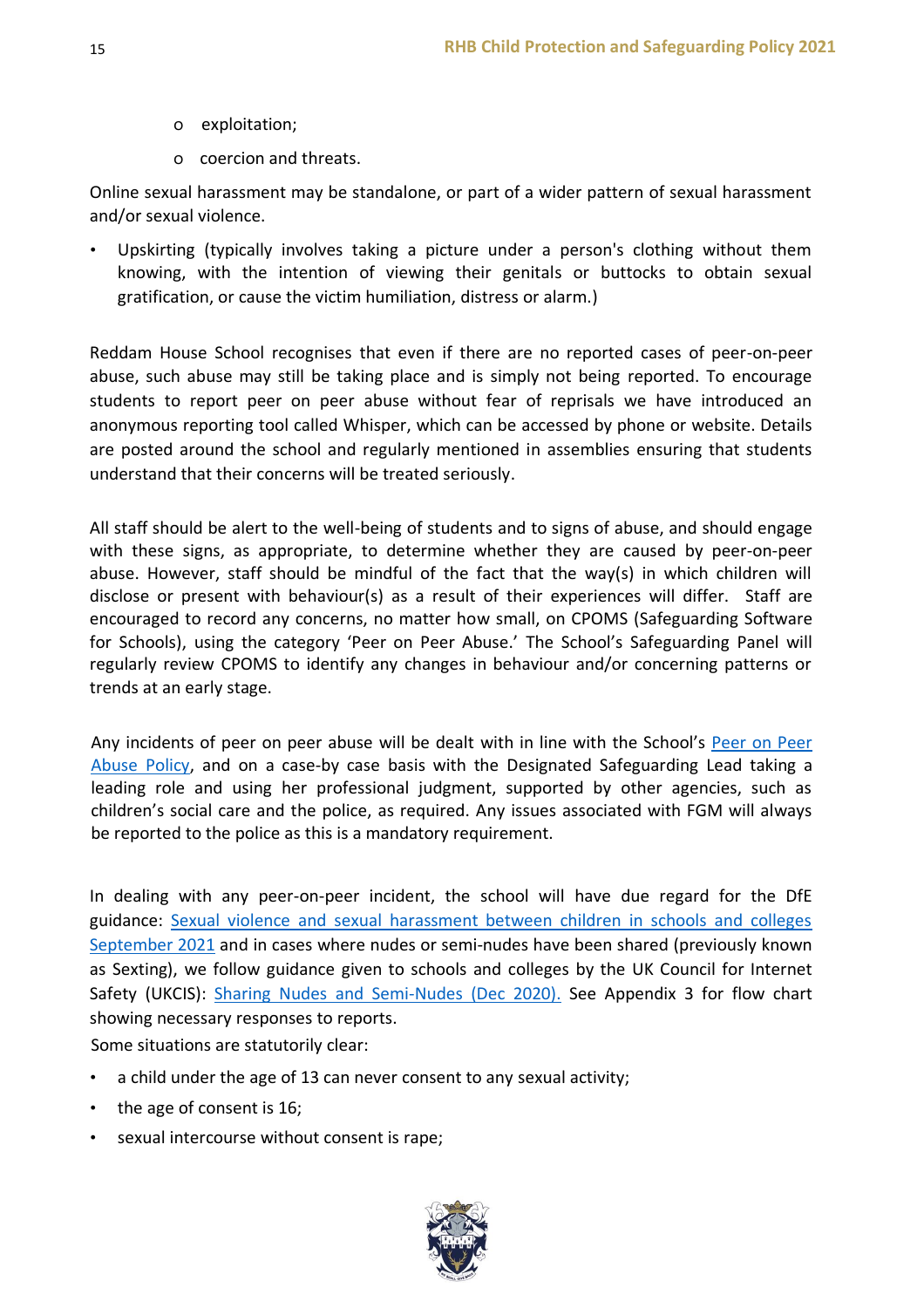- exploitation;
  - coercion and threats.

Online sexual harassment may be standalone, or part of a wider pattern of sexual harassment and/or sexual violence.

- Upskirting (typically involves taking a picture under a person's clothing without them knowing, with the intention of viewing their genitals or buttocks to obtain sexual gratification, or cause the victim humiliation, distress or alarm.)

Reddam House School recognises that even if there are no reported cases of peer-on-peer abuse, such abuse may still be taking place and is simply not being reported. To encourage students to report peer on peer abuse without fear of reprisals we have introduced an anonymous reporting tool called Whisper, which can be accessed by phone or website. Details are posted around the school and regularly mentioned in assemblies ensuring that students understand that their concerns will be treated seriously.

All staff should be alert to the well-being of students and to signs of abuse, and should engage with these signs, as appropriate, to determine whether they are caused by peer-on-peer abuse. However, staff should be mindful of the fact that the way(s) in which children will disclose or present with behaviour(s) as a result of their experiences will differ. Staff are encouraged to record any concerns, no matter how small, on CPOMS (Safeguarding Software for Schools), using the category 'Peer on Peer Abuse.' The School's Safeguarding Panel will regularly review CPOMS to identify any changes in behaviour and/or concerning patterns or trends at an early stage.

Any incidents of peer on peer abuse will be dealt with in line with the School's Peer on Peer Abuse Policy, and on a case-by case basis with the Designated Safeguarding Lead taking a leading role and using her professional judgment, supported by other agencies, such as children's social care and the police, as required. Any issues associated with FGM will always be reported to the police as this is a mandatory requirement.

In dealing with any peer-on-peer incident, the school will have due regard for the DfE guidance: Sexual violence and sexual harassment between children in schools and colleges September 2021 and in cases where nudes or semi-nudes have been shared (previously known as Sexting), we follow guidance given to schools and colleges by the UK Council for Internet Safety (UKCIS): Sharing Nudes and Semi-Nudes (Dec 2020). See Appendix 3 for flow chart showing necessary responses to reports.

Some situations are statutorily clear:

- a child under the age of 13 can never consent to any sexual activity;
- the age of consent is 16;
- sexual intercourse without consent is rape;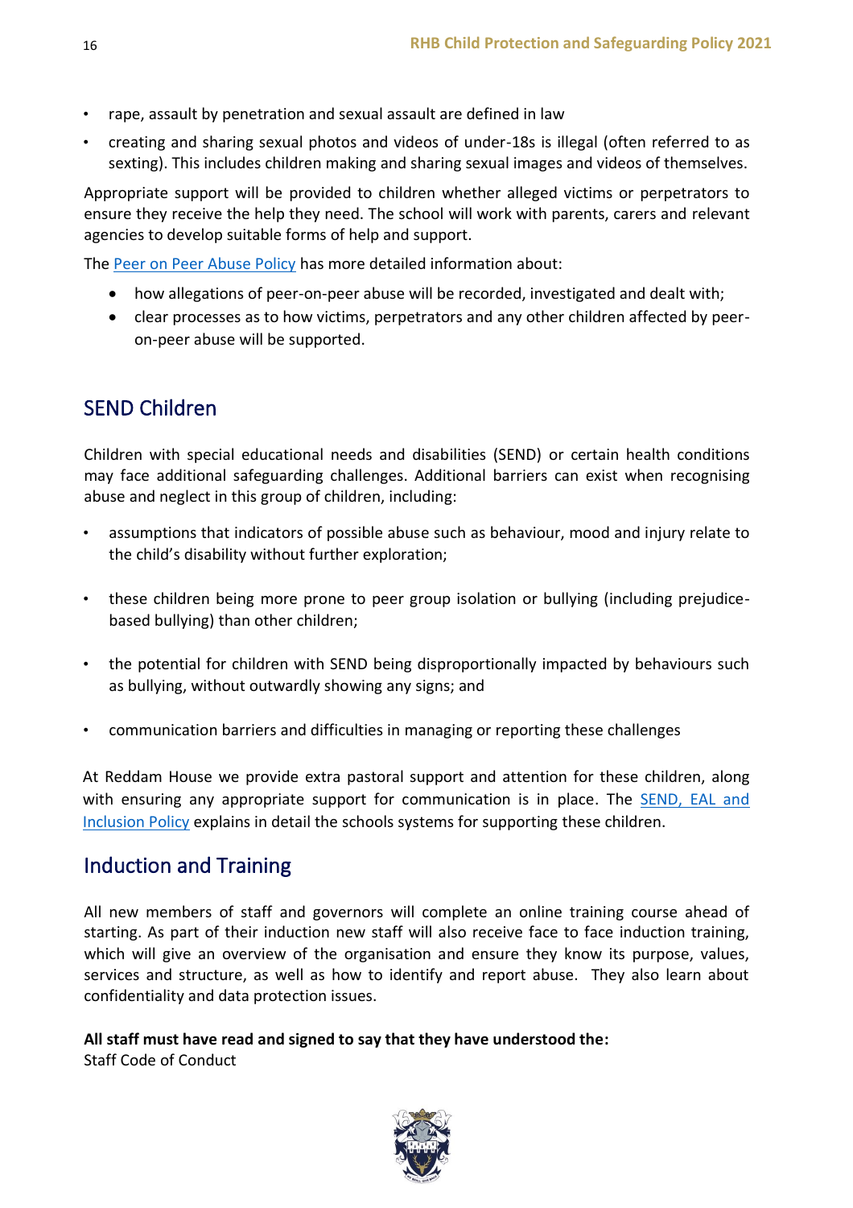- rape, assault by penetration and sexual assault are defined in law
- creating and sharing sexual photos and videos of under-18s is illegal (often referred to as sexting). This includes children making and sharing sexual images and videos of themselves.

Appropriate support will be provided to children whether alleged victims or perpetrators to ensure they receive the help they need. The school will work with parents, carers and relevant agencies to develop suitable forms of help and support.

The Peer on Peer Abuse Policy has more detailed information about:

- how allegations of peer-on-peer abuse will be recorded, investigated and dealt with;
- clear processes as to how victims, perpetrators and any other children affected by peer-on-peer abuse will be supported.

## SEND Children

Children with special educational needs and disabilities (SEND) or certain health conditions may face additional safeguarding challenges. Additional barriers can exist when recognising abuse and neglect in this group of children, including:

- assumptions that indicators of possible abuse such as behaviour, mood and injury relate to the child's disability without further exploration;
- these children being more prone to peer group isolation or bullying (including prejudice-based bullying) than other children;
- the potential for children with SEND being disproportionally impacted by behaviours such as bullying, without outwardly showing any signs; and
- communication barriers and difficulties in managing or reporting these challenges

At Reddam House we provide extra pastoral support and attention for these children, along with ensuring any appropriate support for communication is in place. The SEND, EAL and Inclusion Policy explains in detail the schools systems for supporting these children.

## Induction and Training

All new members of staff and governors will complete an online training course ahead of starting. As part of their induction new staff will also receive face to face induction training, which will give an overview of the organisation and ensure they know its purpose, values, services and structure, as well as how to identify and report abuse. They also learn about confidentiality and data protection issues.

**All staff must have read and signed to say that they have understood the:**
Staff Code of Conduct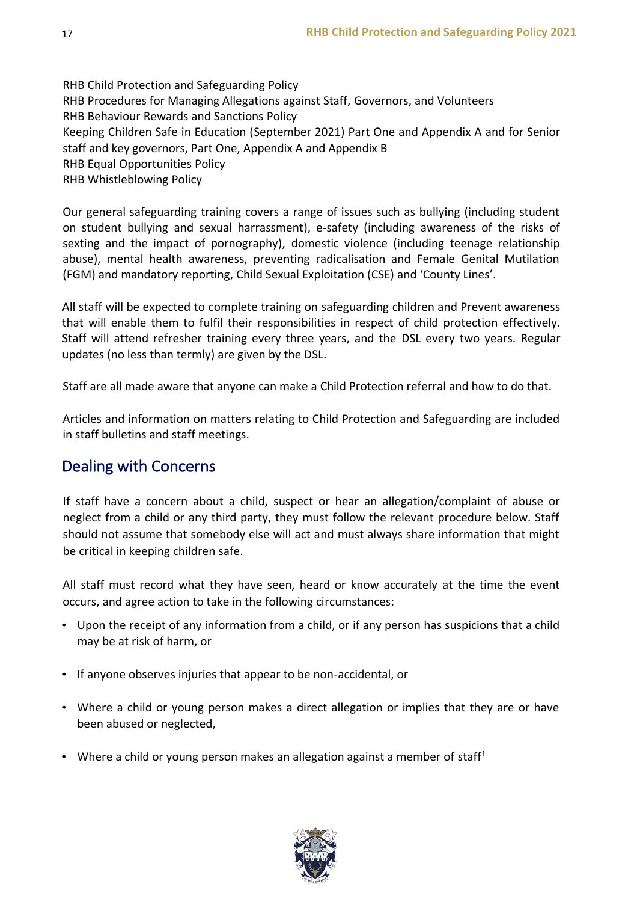RHB Child Protection and Safeguarding Policy
RHB Procedures for Managing Allegations against Staff, Governors, and Volunteers
RHB Behaviour Rewards and Sanctions Policy
Keeping Children Safe in Education (September 2021) Part One and Appendix A and for Senior staff and key governors, Part One, Appendix A and Appendix B
RHB Equal Opportunities Policy
RHB Whistleblowing Policy

Our general safeguarding training covers a range of issues such as bullying (including student on student bullying and sexual harrassment), e-safety (including awareness of the risks of sexting and the impact of pornography), domestic violence (including teenage relationship abuse), mental health awareness, preventing radicalisation and Female Genital Mutilation (FGM) and mandatory reporting, Child Sexual Exploitation (CSE) and 'County Lines'.

All staff will be expected to complete training on safeguarding children and Prevent awareness that will enable them to fulfil their responsibilities in respect of child protection effectively. Staff will attend refresher training every three years, and the DSL every two years. Regular updates (no less than termly) are given by the DSL.

Staff are all made aware that anyone can make a Child Protection referral and how to do that.

Articles and information on matters relating to Child Protection and Safeguarding are included in staff bulletins and staff meetings.

## Dealing with Concerns

If staff have a concern about a child, suspect or hear an allegation/complaint of abuse or neglect from a child or any third party, they must follow the relevant procedure below. Staff should not assume that somebody else will act and must always share information that might be critical in keeping children safe.

All staff must record what they have seen, heard or know accurately at the time the event occurs, and agree action to take in the following circumstances:

- Upon the receipt of any information from a child, or if any person has suspicions that a child may be at risk of harm, or
- If anyone observes injuries that appear to be non-accidental, or
- Where a child or young person makes a direct allegation or implies that they are or have been abused or neglected,
- Where a child or young person makes an allegation against a member of staff[1]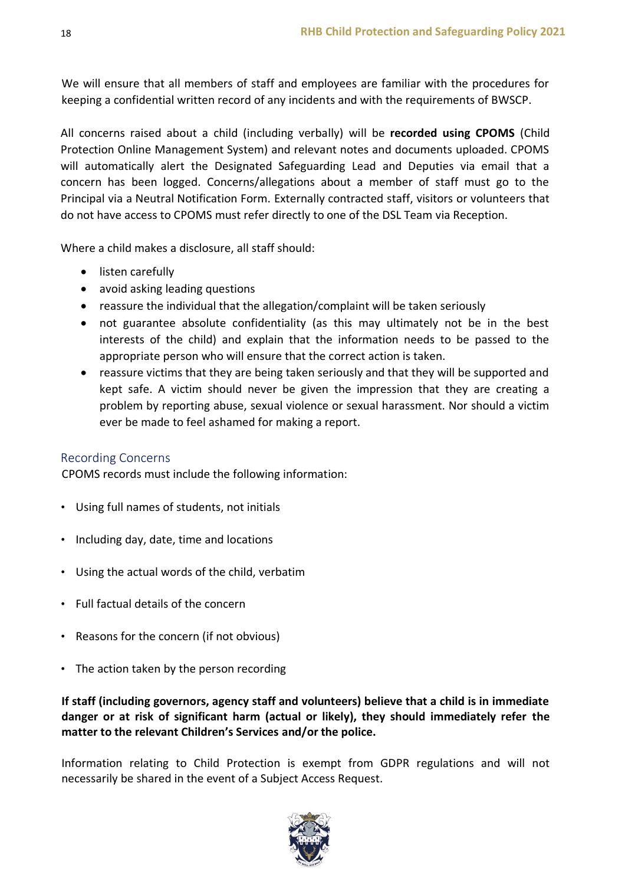We will ensure that all members of staff and employees are familiar with the procedures for keeping a confidential written record of any incidents and with the requirements of BWSCP.

All concerns raised about a child (including verbally) will be **recorded using CPOMS** (Child Protection Online Management System) and relevant notes and documents uploaded. CPOMS will automatically alert the Designated Safeguarding Lead and Deputies via email that a concern has been logged. Concerns/allegations about a member of staff must go to the Principal via a Neutral Notification Form. Externally contracted staff, visitors or volunteers that do not have access to CPOMS must refer directly to one of the DSL Team via Reception.

Where a child makes a disclosure, all staff should:

- listen carefully
- avoid asking leading questions
- reassure the individual that the allegation/complaint will be taken seriously
- not guarantee absolute confidentiality (as this may ultimately not be in the best interests of the child) and explain that the information needs to be passed to the appropriate person who will ensure that the correct action is taken.
- reassure victims that they are being taken seriously and that they will be supported and kept safe. A victim should never be given the impression that they are creating a problem by reporting abuse, sexual violence or sexual harassment. Nor should a victim ever be made to feel ashamed for making a report.

## Recording Concerns

CPOMS records must include the following information:

- Using full names of students, not initials
- Including day, date, time and locations
- Using the actual words of the child, verbatim
- Full factual details of the concern
- Reasons for the concern (if not obvious)
- The action taken by the person recording

**If staff (including governors, agency staff and volunteers) believe that a child is in immediate danger or at risk of significant harm (actual or likely), they should immediately refer the matter to the relevant Children's Services and/or the police.**

Information relating to Child Protection is exempt from GDPR regulations and will not necessarily be shared in the event of a Subject Access Request.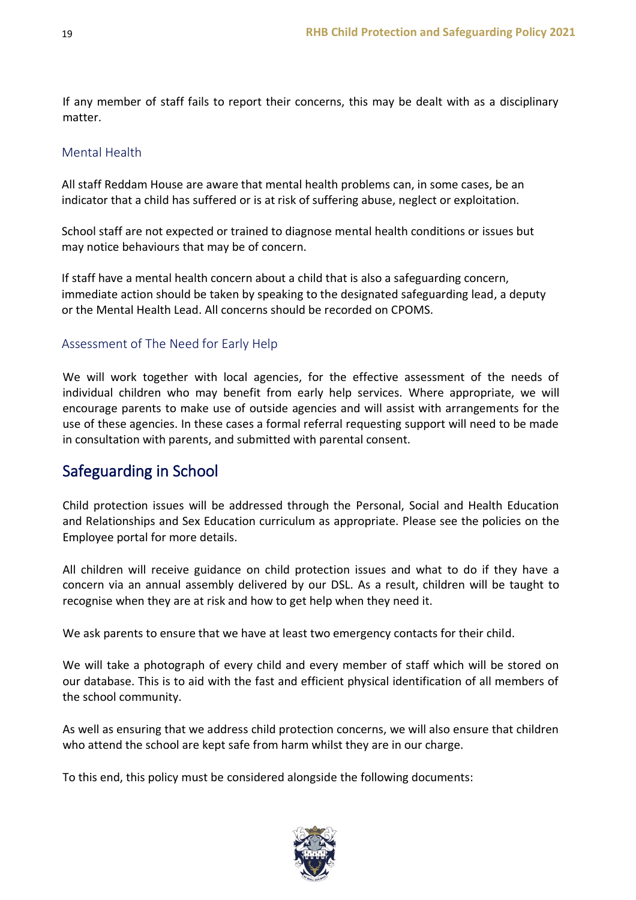If any member of staff fails to report their concerns, this may be dealt with as a disciplinary matter.

### Mental Health

All staff Reddam House are aware that mental health problems can, in some cases, be an indicator that a child has suffered or is at risk of suffering abuse, neglect or exploitation.

School staff are not expected or trained to diagnose mental health conditions or issues but may notice behaviours that may be of concern.

If staff have a mental health concern about a child that is also a safeguarding concern, immediate action should be taken by speaking to the designated safeguarding lead, a deputy or the Mental Health Lead. All concerns should be recorded on CPOMS.

### Assessment of The Need for Early Help

We will work together with local agencies, for the effective assessment of the needs of individual children who may benefit from early help services. Where appropriate, we will encourage parents to make use of outside agencies and will assist with arrangements for the use of these agencies. In these cases a formal referral requesting support will need to be made in consultation with parents, and submitted with parental consent.

## Safeguarding in School

Child protection issues will be addressed through the Personal, Social and Health Education and Relationships and Sex Education curriculum as appropriate. Please see the policies on the Employee portal for more details.

All children will receive guidance on child protection issues and what to do if they have a concern via an annual assembly delivered by our DSL. As a result, children will be taught to recognise when they are at risk and how to get help when they need it.

We ask parents to ensure that we have at least two emergency contacts for their child.

We will take a photograph of every child and every member of staff which will be stored on our database. This is to aid with the fast and efficient physical identification of all members of the school community.

As well as ensuring that we address child protection concerns, we will also ensure that children who attend the school are kept safe from harm whilst they are in our charge.

To this end, this policy must be considered alongside the following documents: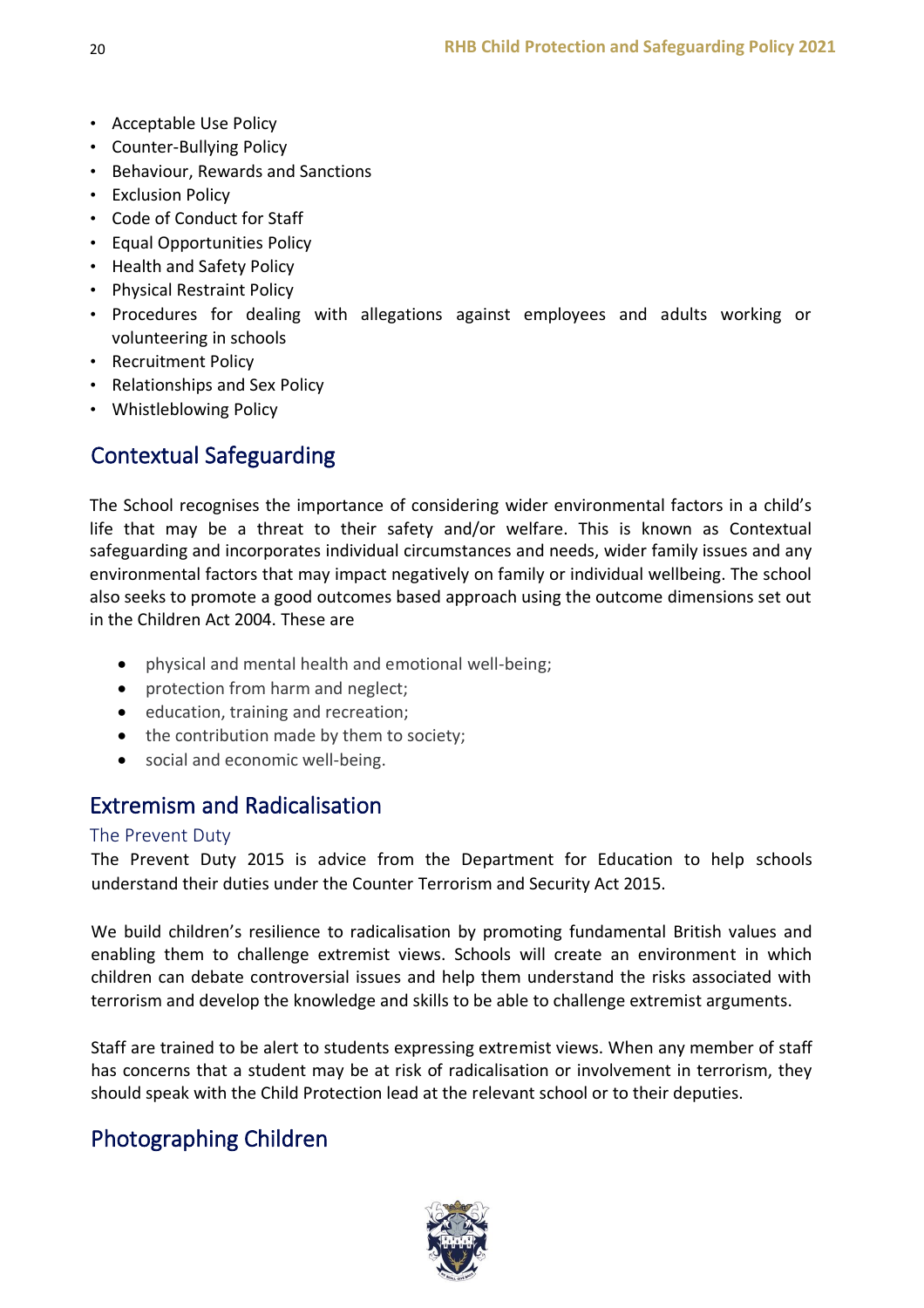- Acceptable Use Policy
- Counter-Bullying Policy
- Behaviour, Rewards and Sanctions
- Exclusion Policy
- Code of Conduct for Staff
- Equal Opportunities Policy
- Health and Safety Policy
- Physical Restraint Policy
- Procedures for dealing with allegations against employees and adults working or volunteering in schools
- Recruitment Policy
- Relationships and Sex Policy
- Whistleblowing Policy

## Contextual Safeguarding

The School recognises the importance of considering wider environmental factors in a child's life that may be a threat to their safety and/or welfare. This is known as Contextual safeguarding and incorporates individual circumstances and needs, wider family issues and any environmental factors that may impact negatively on family or individual wellbeing. The school also seeks to promote a good outcomes based approach using the outcome dimensions set out in the Children Act 2004. These are

- physical and mental health and emotional well-being;
- protection from harm and neglect;
- education, training and recreation;
- the contribution made by them to society;
- social and economic well-being.

## Extremism and Radicalisation

### The Prevent Duty

The Prevent Duty 2015 is advice from the Department for Education to help schools understand their duties under the Counter Terrorism and Security Act 2015.

We build children's resilience to radicalisation by promoting fundamental British values and enabling them to challenge extremist views. Schools will create an environment in which children can debate controversial issues and help them understand the risks associated with terrorism and develop the knowledge and skills to be able to challenge extremist arguments.

Staff are trained to be alert to students expressing extremist views. When any member of staff has concerns that a student may be at risk of radicalisation or involvement in terrorism, they should speak with the Child Protection lead at the relevant school or to their deputies.

## Photographing Children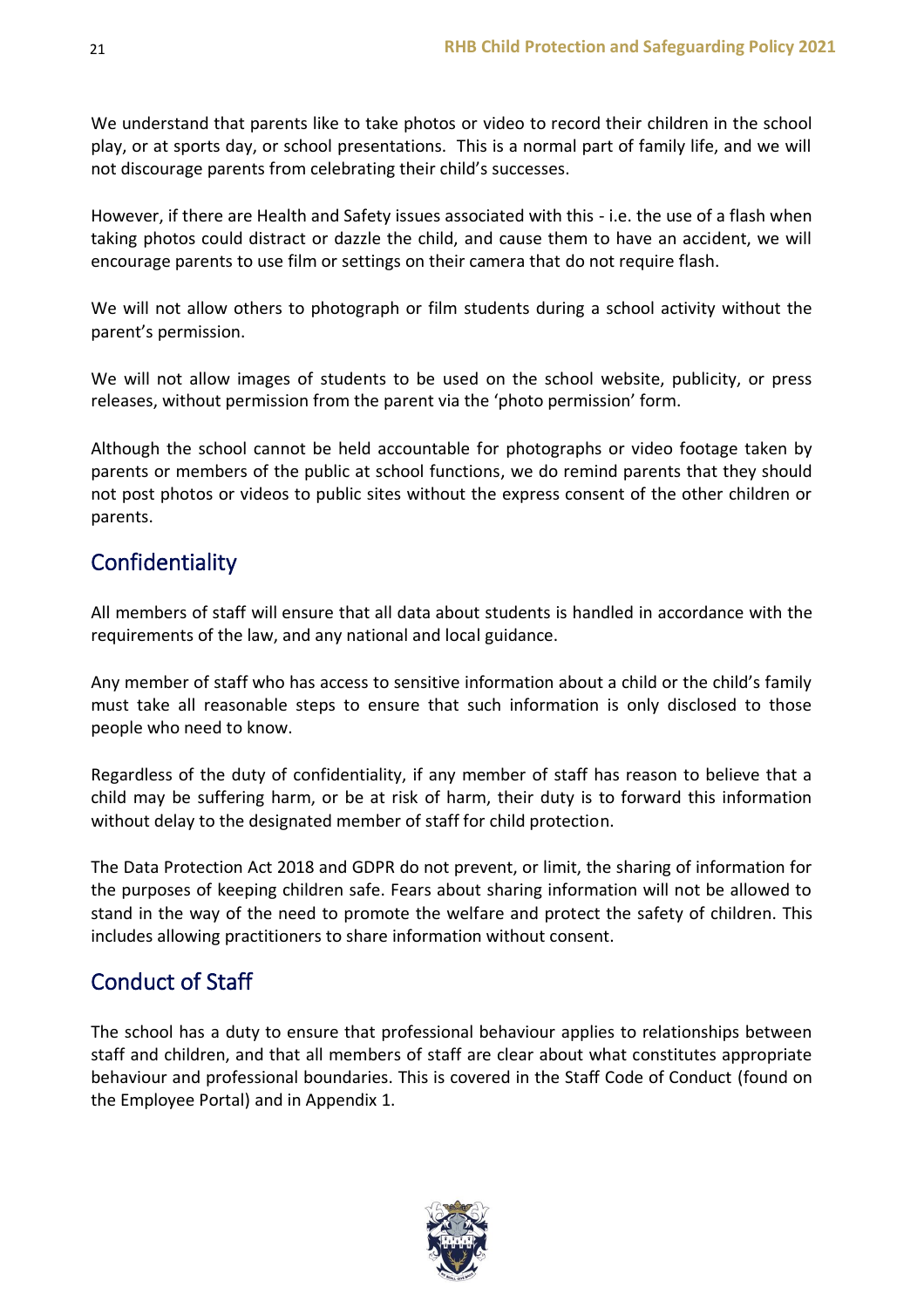We understand that parents like to take photos or video to record their children in the school play, or at sports day, or school presentations. This is a normal part of family life, and we will not discourage parents from celebrating their child's successes.

However, if there are Health and Safety issues associated with this - i.e. the use of a flash when taking photos could distract or dazzle the child, and cause them to have an accident, we will encourage parents to use film or settings on their camera that do not require flash.

We will not allow others to photograph or film students during a school activity without the parent's permission.

We will not allow images of students to be used on the school website, publicity, or press releases, without permission from the parent via the 'photo permission' form.

Although the school cannot be held accountable for photographs or video footage taken by parents or members of the public at school functions, we do remind parents that they should not post photos or videos to public sites without the express consent of the other children or parents.

## Confidentiality

All members of staff will ensure that all data about students is handled in accordance with the requirements of the law, and any national and local guidance.

Any member of staff who has access to sensitive information about a child or the child's family must take all reasonable steps to ensure that such information is only disclosed to those people who need to know.

Regardless of the duty of confidentiality, if any member of staff has reason to believe that a child may be suffering harm, or be at risk of harm, their duty is to forward this information without delay to the designated member of staff for child protection.

The Data Protection Act 2018 and GDPR do not prevent, or limit, the sharing of information for the purposes of keeping children safe. Fears about sharing information will not be allowed to stand in the way of the need to promote the welfare and protect the safety of children. This includes allowing practitioners to share information without consent.

## Conduct of Staff

The school has a duty to ensure that professional behaviour applies to relationships between staff and children, and that all members of staff are clear about what constitutes appropriate behaviour and professional boundaries. This is covered in the Staff Code of Conduct (found on the Employee Portal) and in Appendix 1.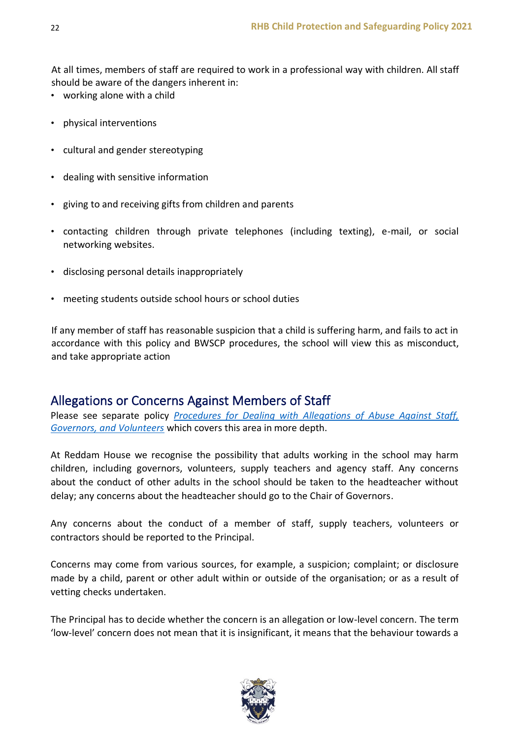At all times, members of staff are required to work in a professional way with children. All staff should be aware of the dangers inherent in:

- working alone with a child
- physical interventions
- cultural and gender stereotyping
- dealing with sensitive information
- giving to and receiving gifts from children and parents
- contacting children through private telephones (including texting), e-mail, or social networking websites.
- disclosing personal details inappropriately
- meeting students outside school hours or school duties

If any member of staff has reasonable suspicion that a child is suffering harm, and fails to act in accordance with this policy and BWSCP procedures, the school will view this as misconduct, and take appropriate action

## Allegations or Concerns Against Members of Staff

Please see separate policy *Procedures for Dealing with Allegations of Abuse Against Staff, Governors, and Volunteers* which covers this area in more depth.

At Reddam House we recognise the possibility that adults working in the school may harm children, including governors, volunteers, supply teachers and agency staff. Any concerns about the conduct of other adults in the school should be taken to the headteacher without delay; any concerns about the headteacher should go to the Chair of Governors.

Any concerns about the conduct of a member of staff, supply teachers, volunteers or contractors should be reported to the Principal.

Concerns may come from various sources, for example, a suspicion; complaint; or disclosure made by a child, parent or other adult within or outside of the organisation; or as a result of vetting checks undertaken.

The Principal has to decide whether the concern is an allegation or low-level concern. The term 'low-level' concern does not mean that it is insignificant, it means that the behaviour towards a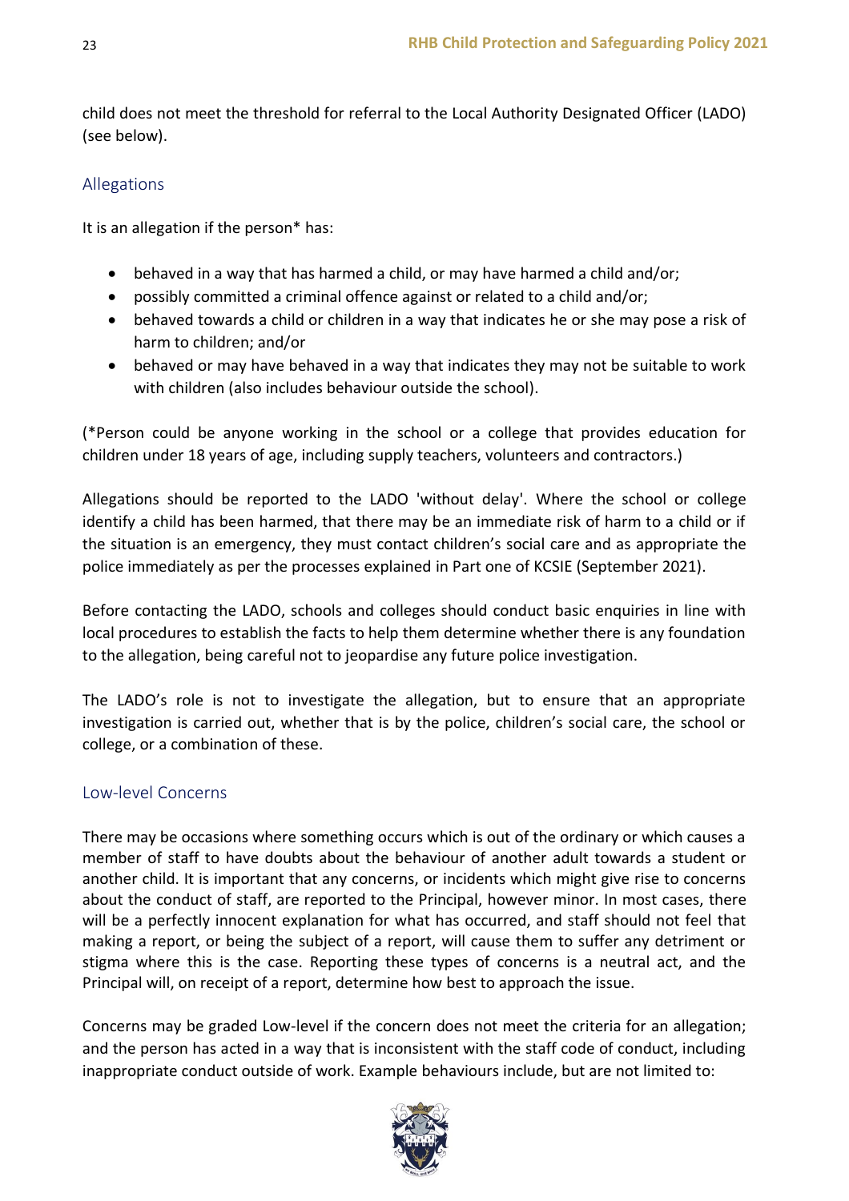child does not meet the threshold for referral to the Local Authority Designated Officer (LADO) (see below).

## Allegations

It is an allegation if the person* has:

- behaved in a way that has harmed a child, or may have harmed a child and/or;
- possibly committed a criminal offence against or related to a child and/or;
- behaved towards a child or children in a way that indicates he or she may pose a risk of harm to children; and/or
- behaved or may have behaved in a way that indicates they may not be suitable to work with children (also includes behaviour outside the school).

(*Person could be anyone working in the school or a college that provides education for children under 18 years of age, including supply teachers, volunteers and contractors.)

Allegations should be reported to the LADO 'without delay'. Where the school or college identify a child has been harmed, that there may be an immediate risk of harm to a child or if the situation is an emergency, they must contact children's social care and as appropriate the police immediately as per the processes explained in Part one of KCSIE (September 2021).

Before contacting the LADO, schools and colleges should conduct basic enquiries in line with local procedures to establish the facts to help them determine whether there is any foundation to the allegation, being careful not to jeopardise any future police investigation.

The LADO's role is not to investigate the allegation, but to ensure that an appropriate investigation is carried out, whether that is by the police, children's social care, the school or college, or a combination of these.

## Low-level Concerns

There may be occasions where something occurs which is out of the ordinary or which causes a member of staff to have doubts about the behaviour of another adult towards a student or another child. It is important that any concerns, or incidents which might give rise to concerns about the conduct of staff, are reported to the Principal, however minor. In most cases, there will be a perfectly innocent explanation for what has occurred, and staff should not feel that making a report, or being the subject of a report, will cause them to suffer any detriment or stigma where this is the case. Reporting these types of concerns is a neutral act, and the Principal will, on receipt of a report, determine how best to approach the issue.

Concerns may be graded Low-level if the concern does not meet the criteria for an allegation; and the person has acted in a way that is inconsistent with the staff code of conduct, including inappropriate conduct outside of work. Example behaviours include, but are not limited to: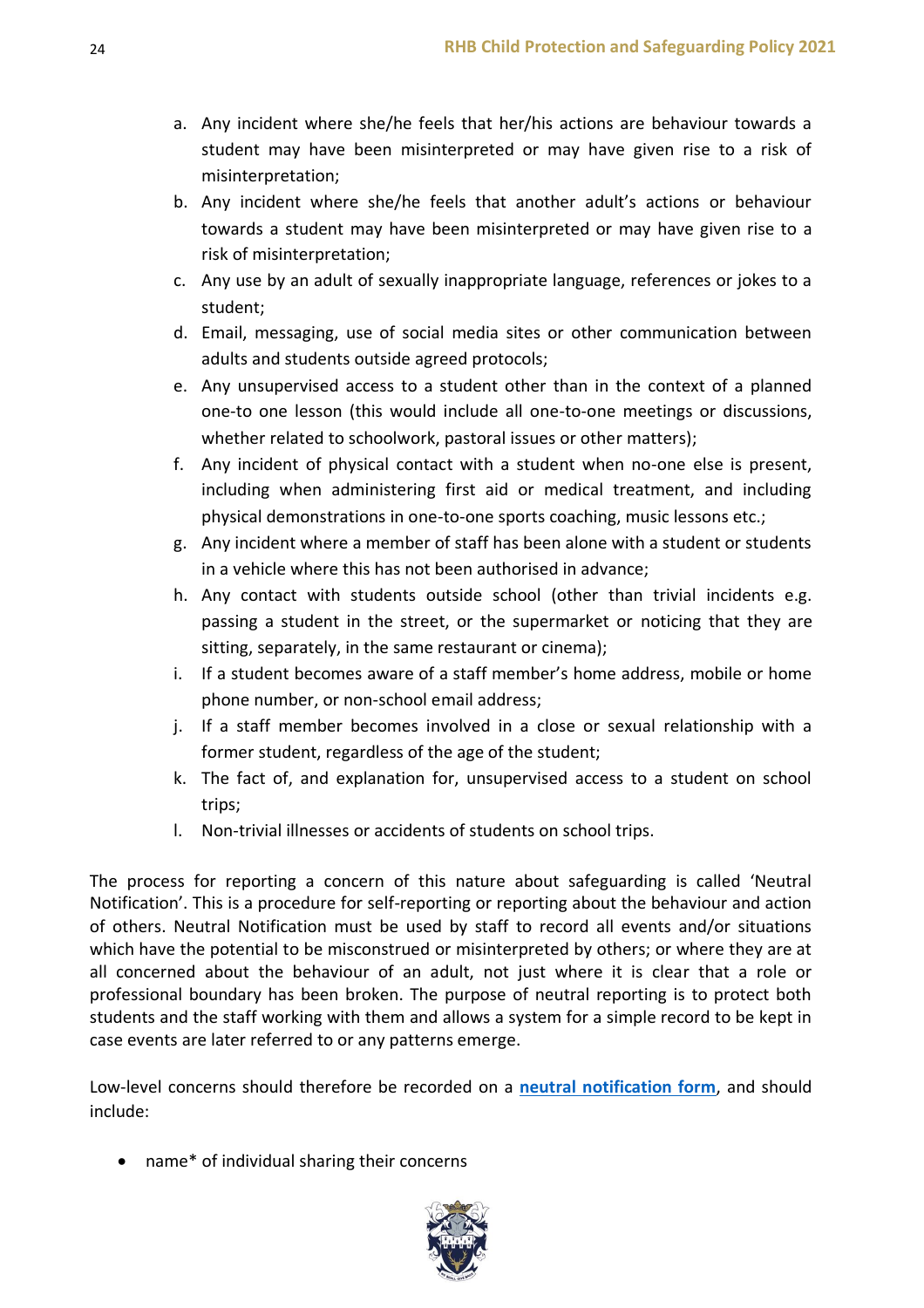a. Any incident where she/he feels that her/his actions are behaviour towards a student may have been misinterpreted or may have given rise to a risk of misinterpretation;
b. Any incident where she/he feels that another adult's actions or behaviour towards a student may have been misinterpreted or may have given rise to a risk of misinterpretation;
c. Any use by an adult of sexually inappropriate language, references or jokes to a student;
d. Email, messaging, use of social media sites or other communication between adults and students outside agreed protocols;
e. Any unsupervised access to a student other than in the context of a planned one-to one lesson (this would include all one-to-one meetings or discussions, whether related to schoolwork, pastoral issues or other matters);
f. Any incident of physical contact with a student when no-one else is present, including when administering first aid or medical treatment, and including physical demonstrations in one-to-one sports coaching, music lessons etc.;
g. Any incident where a member of staff has been alone with a student or students in a vehicle where this has not been authorised in advance;
h. Any contact with students outside school (other than trivial incidents e.g. passing a student in the street, or the supermarket or noticing that they are sitting, separately, in the same restaurant or cinema);
i. If a student becomes aware of a staff member's home address, mobile or home phone number, or non-school email address;
j. If a staff member becomes involved in a close or sexual relationship with a former student, regardless of the age of the student;
k. The fact of, and explanation for, unsupervised access to a student on school trips;
l. Non-trivial illnesses or accidents of students on school trips.

The process for reporting a concern of this nature about safeguarding is called 'Neutral Notification'. This is a procedure for self-reporting or reporting about the behaviour and action of others. Neutral Notification must be used by staff to record all events and/or situations which have the potential to be misconstrued or misinterpreted by others; or where they are at all concerned about the behaviour of an adult, not just where it is clear that a role or professional boundary has been broken. The purpose of neutral reporting is to protect both students and the staff working with them and allows a system for a simple record to be kept in case events are later referred to or any patterns emerge.

Low-level concerns should therefore be recorded on a **neutral notification form**, and should include:

- name* of individual sharing their concerns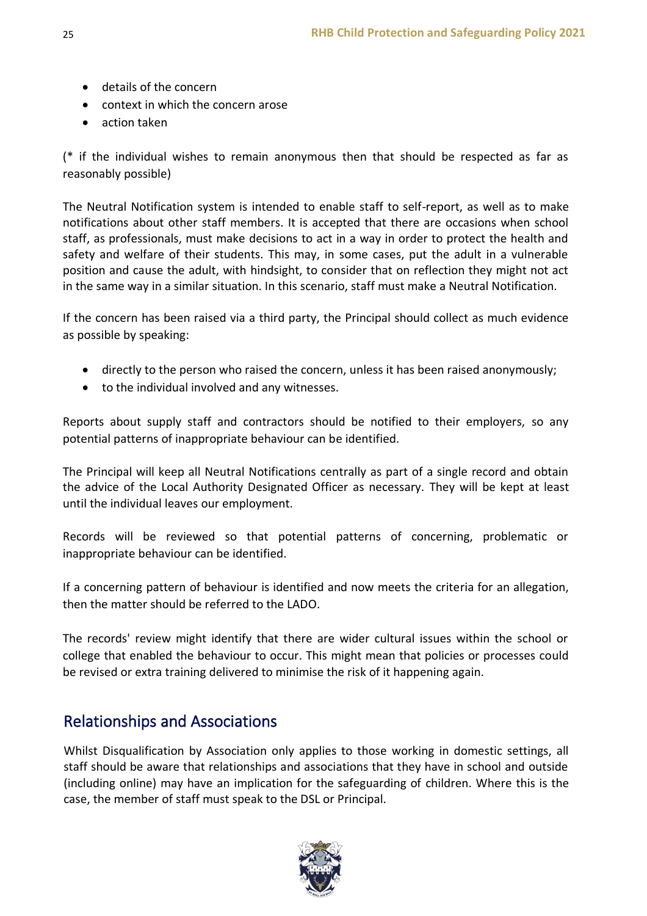- details of the concern
- context in which the concern arose
- action taken

(* if the individual wishes to remain anonymous then that should be respected as far as reasonably possible)

The Neutral Notification system is intended to enable staff to self-report, as well as to make notifications about other staff members. It is accepted that there are occasions when school staff, as professionals, must make decisions to act in a way in order to protect the health and safety and welfare of their students. This may, in some cases, put the adult in a vulnerable position and cause the adult, with hindsight, to consider that on reflection they might not act in the same way in a similar situation. In this scenario, staff must make a Neutral Notification.

If the concern has been raised via a third party, the Principal should collect as much evidence as possible by speaking:

- directly to the person who raised the concern, unless it has been raised anonymously;
- to the individual involved and any witnesses.

Reports about supply staff and contractors should be notified to their employers, so any potential patterns of inappropriate behaviour can be identified.

The Principal will keep all Neutral Notifications centrally as part of a single record and obtain the advice of the Local Authority Designated Officer as necessary. They will be kept at least until the individual leaves our employment.

Records will be reviewed so that potential patterns of concerning, problematic or inappropriate behaviour can be identified.

If a concerning pattern of behaviour is identified and now meets the criteria for an allegation, then the matter should be referred to the LADO.

The records' review might identify that there are wider cultural issues within the school or college that enabled the behaviour to occur. This might mean that policies or processes could be revised or extra training delivered to minimise the risk of it happening again.

## Relationships and Associations

Whilst Disqualification by Association only applies to those working in domestic settings, all staff should be aware that relationships and associations that they have in school and outside (including online) may have an implication for the safeguarding of children. Where this is the case, the member of staff must speak to the DSL or Principal.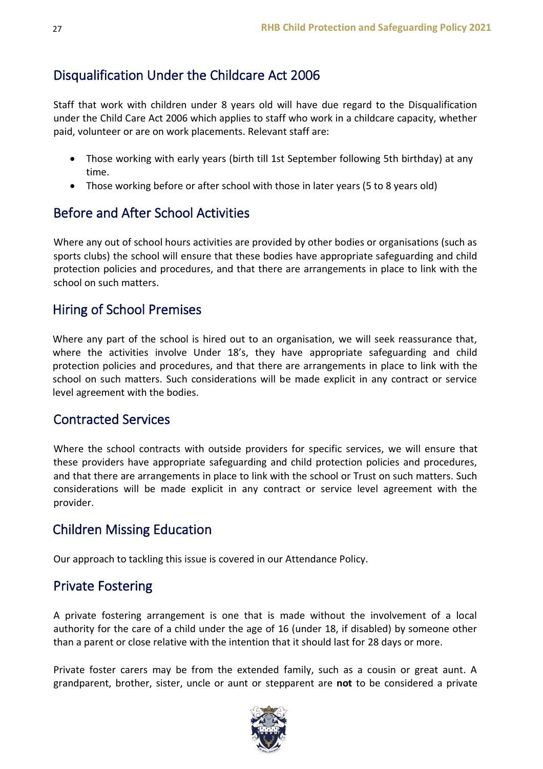## Disqualification Under the Childcare Act 2006

Staff that work with children under 8 years old will have due regard to the Disqualification under the Child Care Act 2006 which applies to staff who work in a childcare capacity, whether paid, volunteer or are on work placements. Relevant staff are:

- Those working with early years (birth till 1st September following 5th birthday) at any time.
- Those working before or after school with those in later years (5 to 8 years old)

## Before and After School Activities

Where any out of school hours activities are provided by other bodies or organisations (such as sports clubs) the school will ensure that these bodies have appropriate safeguarding and child protection policies and procedures, and that there are arrangements in place to link with the school on such matters.

## Hiring of School Premises

Where any part of the school is hired out to an organisation, we will seek reassurance that, where the activities involve Under 18's, they have appropriate safeguarding and child protection policies and procedures, and that there are arrangements in place to link with the school on such matters. Such considerations will be made explicit in any contract or service level agreement with the bodies.

## Contracted Services

Where the school contracts with outside providers for specific services, we will ensure that these providers have appropriate safeguarding and child protection policies and procedures, and that there are arrangements in place to link with the school or Trust on such matters. Such considerations will be made explicit in any contract or service level agreement with the provider.

## Children Missing Education

Our approach to tackling this issue is covered in our Attendance Policy.

## Private Fostering

A private fostering arrangement is one that is made without the involvement of a local authority for the care of a child under the age of 16 (under 18, if disabled) by someone other than a parent or close relative with the intention that it should last for 28 days or more.

Private foster carers may be from the extended family, such as a cousin or great aunt. A grandparent, brother, sister, uncle or aunt or stepparent are **not** to be considered a private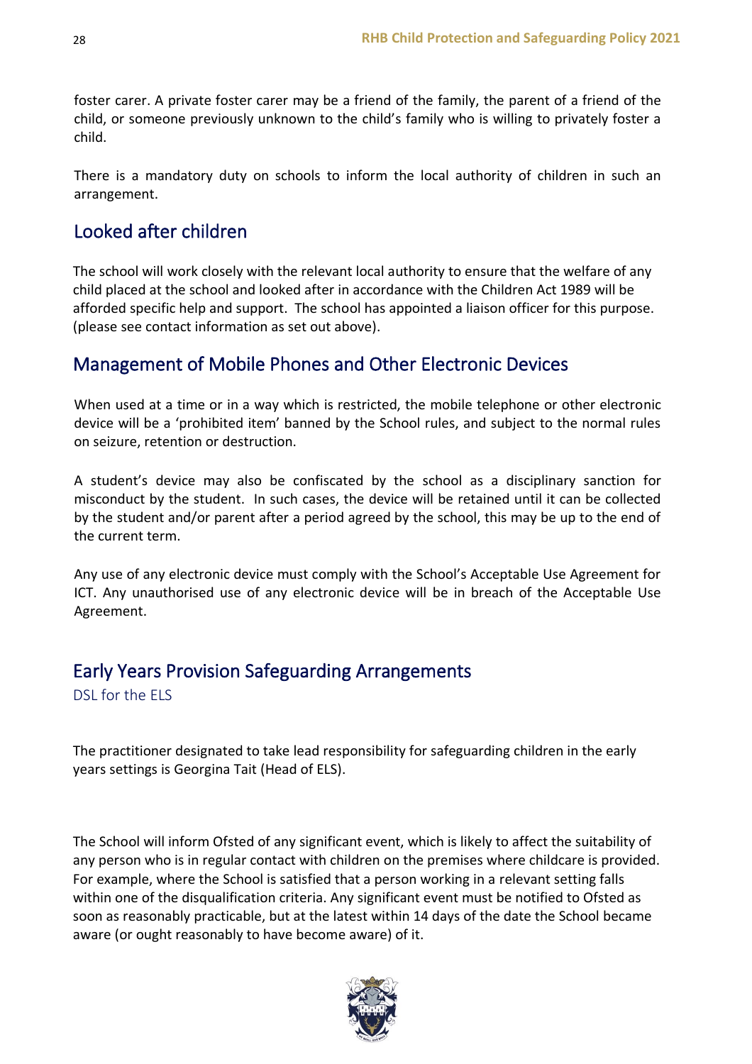foster carer. A private foster carer may be a friend of the family, the parent of a friend of the child, or someone previously unknown to the child's family who is willing to privately foster a child.

There is a mandatory duty on schools to inform the local authority of children in such an arrangement.

## Looked after children

The school will work closely with the relevant local authority to ensure that the welfare of any child placed at the school and looked after in accordance with the Children Act 1989 will be afforded specific help and support. The school has appointed a liaison officer for this purpose. (please see contact information as set out above).

## Management of Mobile Phones and Other Electronic Devices

When used at a time or in a way which is restricted, the mobile telephone or other electronic device will be a 'prohibited item' banned by the School rules, and subject to the normal rules on seizure, retention or destruction.

A student's device may also be confiscated by the school as a disciplinary sanction for misconduct by the student. In such cases, the device will be retained until it can be collected by the student and/or parent after a period agreed by the school, this may be up to the end of the current term.

Any use of any electronic device must comply with the School's Acceptable Use Agreement for ICT. Any unauthorised use of any electronic device will be in breach of the Acceptable Use Agreement.

## Early Years Provision Safeguarding Arrangements

### DSL for the ELS

The practitioner designated to take lead responsibility for safeguarding children in the early years settings is Georgina Tait (Head of ELS).

The School will inform Ofsted of any significant event, which is likely to affect the suitability of any person who is in regular contact with children on the premises where childcare is provided. For example, where the School is satisfied that a person working in a relevant setting falls within one of the disqualification criteria. Any significant event must be notified to Ofsted as soon as reasonably practicable, but at the latest within 14 days of the date the School became aware (or ought reasonably to have become aware) of it.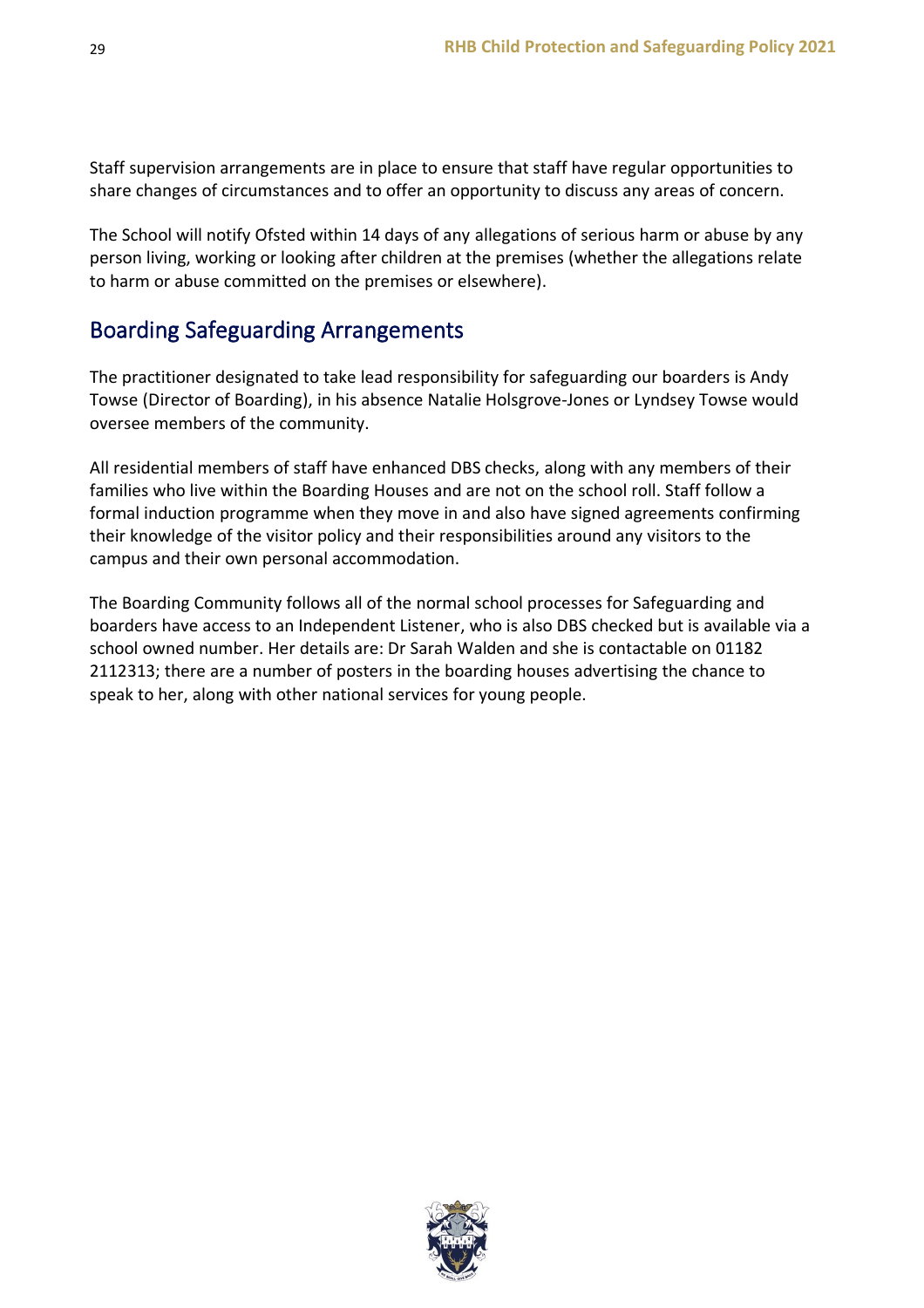Staff supervision arrangements are in place to ensure that staff have regular opportunities to share changes of circumstances and to offer an opportunity to discuss any areas of concern.

The School will notify Ofsted within 14 days of any allegations of serious harm or abuse by any person living, working or looking after children at the premises (whether the allegations relate to harm or abuse committed on the premises or elsewhere).

## Boarding Safeguarding Arrangements

The practitioner designated to take lead responsibility for safeguarding our boarders is Andy Towse (Director of Boarding), in his absence Natalie Holsgrove-Jones or Lyndsey Towse would oversee members of the community.

All residential members of staff have enhanced DBS checks, along with any members of their families who live within the Boarding Houses and are not on the school roll. Staff follow a formal induction programme when they move in and also have signed agreements confirming their knowledge of the visitor policy and their responsibilities around any visitors to the campus and their own personal accommodation.

The Boarding Community follows all of the normal school processes for Safeguarding and boarders have access to an Independent Listener, who is also DBS checked but is available via a school owned number. Her details are: Dr Sarah Walden and she is contactable on 01182 2112313; there are a number of posters in the boarding houses advertising the chance to speak to her, along with other national services for young people.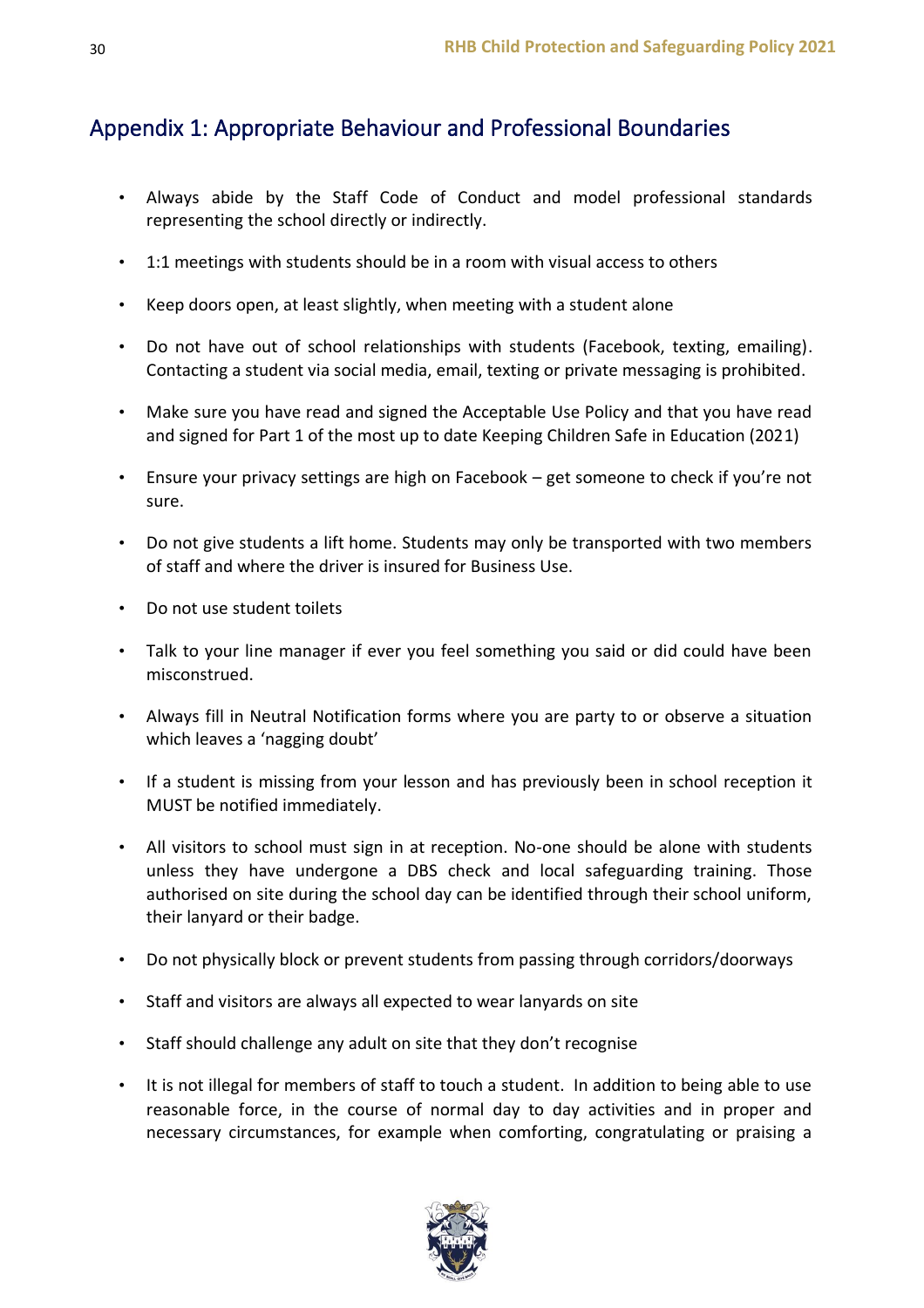## Appendix 1: Appropriate Behaviour and Professional Boundaries

- Always abide by the Staff Code of Conduct and model professional standards representing the school directly or indirectly.
- 1:1 meetings with students should be in a room with visual access to others
- Keep doors open, at least slightly, when meeting with a student alone
- Do not have out of school relationships with students (Facebook, texting, emailing). Contacting a student via social media, email, texting or private messaging is prohibited.
- Make sure you have read and signed the Acceptable Use Policy and that you have read and signed for Part 1 of the most up to date Keeping Children Safe in Education (2021)
- Ensure your privacy settings are high on Facebook – get someone to check if you're not sure.
- Do not give students a lift home. Students may only be transported with two members of staff and where the driver is insured for Business Use.
- Do not use student toilets
- Talk to your line manager if ever you feel something you said or did could have been misconstrued.
- Always fill in Neutral Notification forms where you are party to or observe a situation which leaves a 'nagging doubt'
- If a student is missing from your lesson and has previously been in school reception it MUST be notified immediately.
- All visitors to school must sign in at reception. No-one should be alone with students unless they have undergone a DBS check and local safeguarding training. Those authorised on site during the school day can be identified through their school uniform, their lanyard or their badge.
- Do not physically block or prevent students from passing through corridors/doorways
- Staff and visitors are always all expected to wear lanyards on site
- Staff should challenge any adult on site that they don't recognise
- It is not illegal for members of staff to touch a student. In addition to being able to use reasonable force, in the course of normal day to day activities and in proper and necessary circumstances, for example when comforting, congratulating or praising a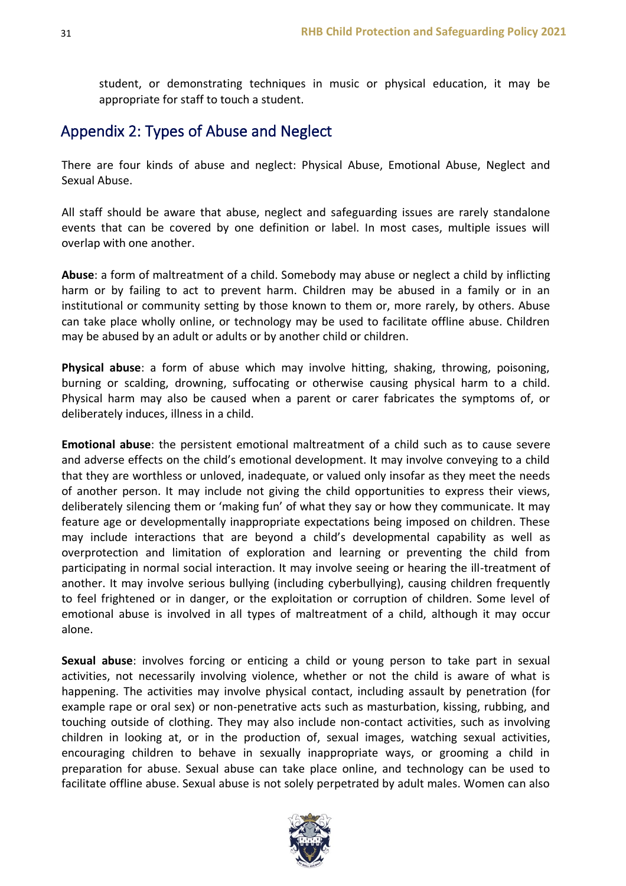student, or demonstrating techniques in music or physical education, it may be appropriate for staff to touch a student.

## Appendix 2: Types of Abuse and Neglect

There are four kinds of abuse and neglect: Physical Abuse, Emotional Abuse, Neglect and Sexual Abuse.

All staff should be aware that abuse, neglect and safeguarding issues are rarely standalone events that can be covered by one definition or label. In most cases, multiple issues will overlap with one another.

**Abuse**: a form of maltreatment of a child. Somebody may abuse or neglect a child by inflicting harm or by failing to act to prevent harm. Children may be abused in a family or in an institutional or community setting by those known to them or, more rarely, by others. Abuse can take place wholly online, or technology may be used to facilitate offline abuse. Children may be abused by an adult or adults or by another child or children.

**Physical abuse**: a form of abuse which may involve hitting, shaking, throwing, poisoning, burning or scalding, drowning, suffocating or otherwise causing physical harm to a child. Physical harm may also be caused when a parent or carer fabricates the symptoms of, or deliberately induces, illness in a child.

**Emotional abuse**: the persistent emotional maltreatment of a child such as to cause severe and adverse effects on the child's emotional development. It may involve conveying to a child that they are worthless or unloved, inadequate, or valued only insofar as they meet the needs of another person. It may include not giving the child opportunities to express their views, deliberately silencing them or 'making fun' of what they say or how they communicate. It may feature age or developmentally inappropriate expectations being imposed on children. These may include interactions that are beyond a child's developmental capability as well as overprotection and limitation of exploration and learning or preventing the child from participating in normal social interaction. It may involve seeing or hearing the ill-treatment of another. It may involve serious bullying (including cyberbullying), causing children frequently to feel frightened or in danger, or the exploitation or corruption of children. Some level of emotional abuse is involved in all types of maltreatment of a child, although it may occur alone.

**Sexual abuse**: involves forcing or enticing a child or young person to take part in sexual activities, not necessarily involving violence, whether or not the child is aware of what is happening. The activities may involve physical contact, including assault by penetration (for example rape or oral sex) or non-penetrative acts such as masturbation, kissing, rubbing, and touching outside of clothing. They may also include non-contact activities, such as involving children in looking at, or in the production of, sexual images, watching sexual activities, encouraging children to behave in sexually inappropriate ways, or grooming a child in preparation for abuse. Sexual abuse can take place online, and technology can be used to facilitate offline abuse. Sexual abuse is not solely perpetrated by adult males. Women can also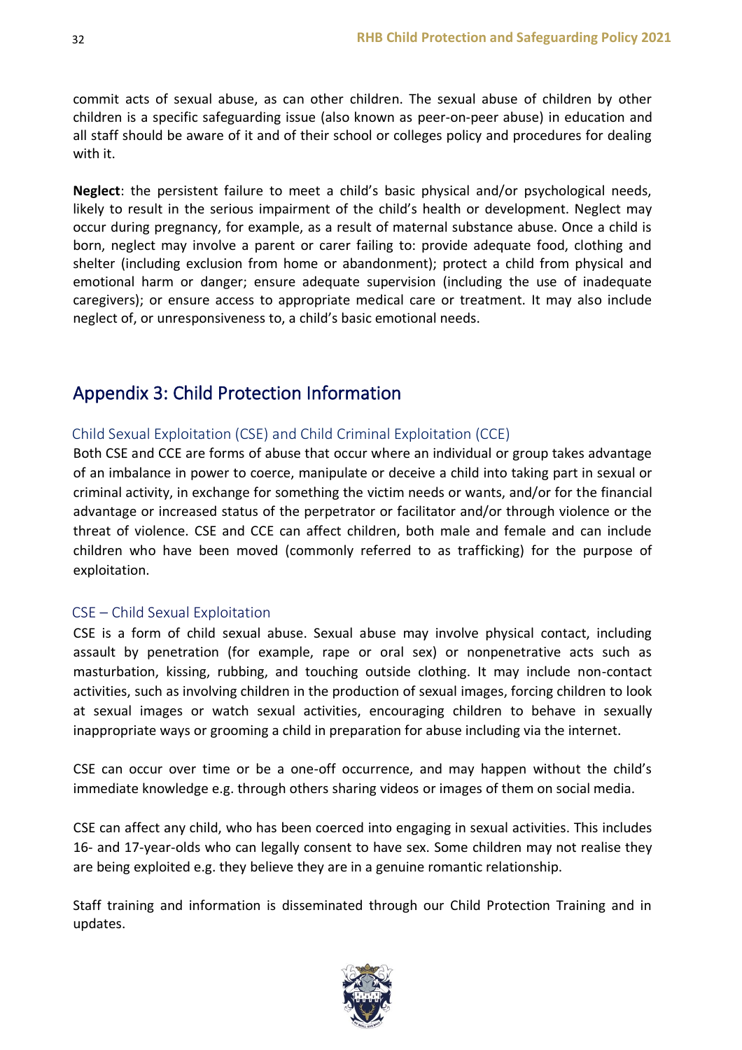commit acts of sexual abuse, as can other children. The sexual abuse of children by other children is a specific safeguarding issue (also known as peer-on-peer abuse) in education and all staff should be aware of it and of their school or colleges policy and procedures for dealing with it.

**Neglect**: the persistent failure to meet a child's basic physical and/or psychological needs, likely to result in the serious impairment of the child's health or development. Neglect may occur during pregnancy, for example, as a result of maternal substance abuse. Once a child is born, neglect may involve a parent or carer failing to: provide adequate food, clothing and shelter (including exclusion from home or abandonment); protect a child from physical and emotional harm or danger; ensure adequate supervision (including the use of inadequate caregivers); or ensure access to appropriate medical care or treatment. It may also include neglect of, or unresponsiveness to, a child's basic emotional needs.

# Appendix 3: Child Protection Information

## Child Sexual Exploitation (CSE) and Child Criminal Exploitation (CCE)

Both CSE and CCE are forms of abuse that occur where an individual or group takes advantage of an imbalance in power to coerce, manipulate or deceive a child into taking part in sexual or criminal activity, in exchange for something the victim needs or wants, and/or for the financial advantage or increased status of the perpetrator or facilitator and/or through violence or the threat of violence. CSE and CCE can affect children, both male and female and can include children who have been moved (commonly referred to as trafficking) for the purpose of exploitation.

## CSE – Child Sexual Exploitation

CSE is a form of child sexual abuse. Sexual abuse may involve physical contact, including assault by penetration (for example, rape or oral sex) or nonpenetrative acts such as masturbation, kissing, rubbing, and touching outside clothing. It may include non-contact activities, such as involving children in the production of sexual images, forcing children to look at sexual images or watch sexual activities, encouraging children to behave in sexually inappropriate ways or grooming a child in preparation for abuse including via the internet.

CSE can occur over time or be a one-off occurrence, and may happen without the child's immediate knowledge e.g. through others sharing videos or images of them on social media.

CSE can affect any child, who has been coerced into engaging in sexual activities. This includes 16- and 17-year-olds who can legally consent to have sex. Some children may not realise they are being exploited e.g. they believe they are in a genuine romantic relationship.

Staff training and information is disseminated through our Child Protection Training and in updates.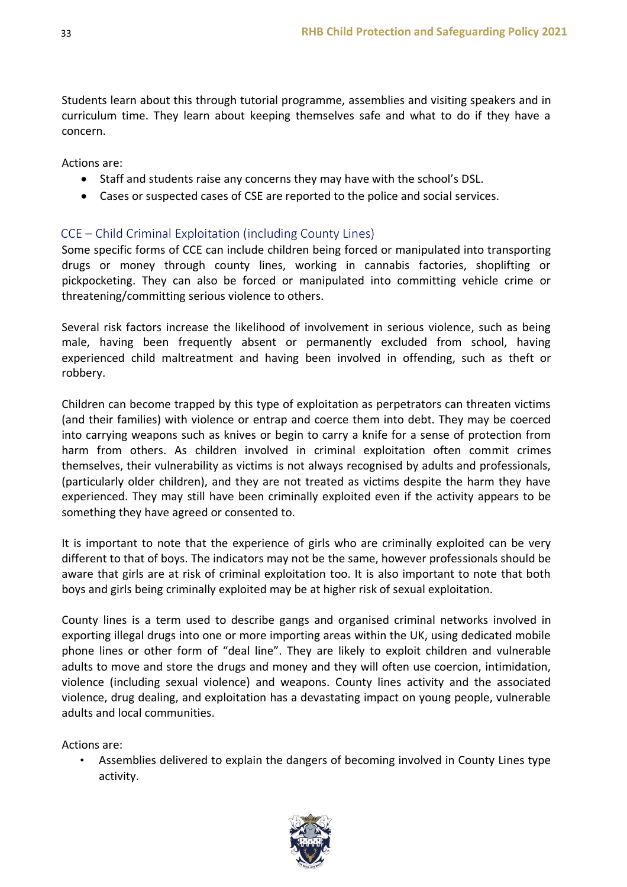Students learn about this through tutorial programme, assemblies and visiting speakers and in curriculum time. They learn about keeping themselves safe and what to do if they have a concern.

Actions are:

- Staff and students raise any concerns they may have with the school's DSL.
- Cases or suspected cases of CSE are reported to the police and social services.

## CCE – Child Criminal Exploitation (including County Lines)

Some specific forms of CCE can include children being forced or manipulated into transporting drugs or money through county lines, working in cannabis factories, shoplifting or pickpocketing. They can also be forced or manipulated into committing vehicle crime or threatening/committing serious violence to others.

Several risk factors increase the likelihood of involvement in serious violence, such as being male, having been frequently absent or permanently excluded from school, having experienced child maltreatment and having been involved in offending, such as theft or robbery.

Children can become trapped by this type of exploitation as perpetrators can threaten victims (and their families) with violence or entrap and coerce them into debt. They may be coerced into carrying weapons such as knives or begin to carry a knife for a sense of protection from harm from others. As children involved in criminal exploitation often commit crimes themselves, their vulnerability as victims is not always recognised by adults and professionals, (particularly older children), and they are not treated as victims despite the harm they have experienced. They may still have been criminally exploited even if the activity appears to be something they have agreed or consented to.

It is important to note that the experience of girls who are criminally exploited can be very different to that of boys. The indicators may not be the same, however professionals should be aware that girls are at risk of criminal exploitation too. It is also important to note that both boys and girls being criminally exploited may be at higher risk of sexual exploitation.

County lines is a term used to describe gangs and organised criminal networks involved in exporting illegal drugs into one or more importing areas within the UK, using dedicated mobile phone lines or other form of "deal line". They are likely to exploit children and vulnerable adults to move and store the drugs and money and they will often use coercion, intimidation, violence (including sexual violence) and weapons. County lines activity and the associated violence, drug dealing, and exploitation has a devastating impact on young people, vulnerable adults and local communities.

Actions are:

- Assemblies delivered to explain the dangers of becoming involved in County Lines type activity.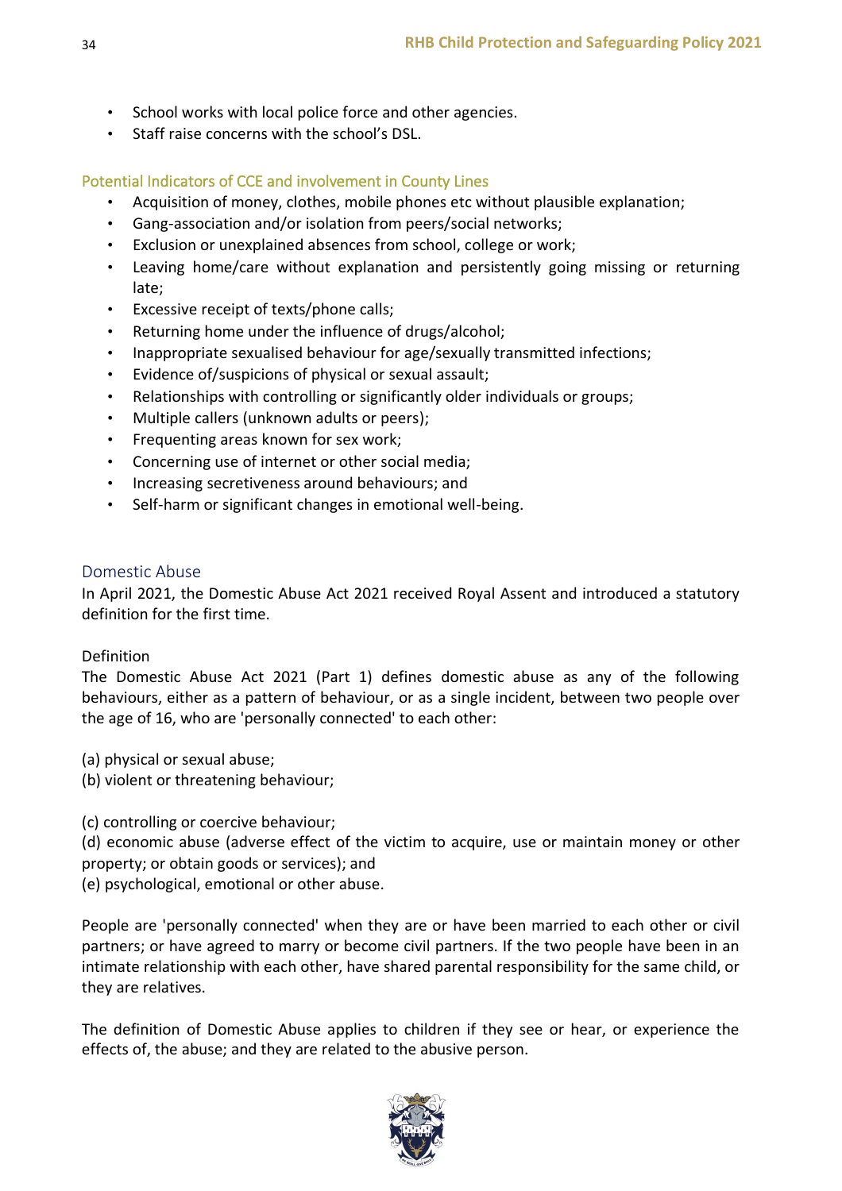- School works with local police force and other agencies.
- Staff raise concerns with the school's DSL.

### Potential Indicators of CCE and involvement in County Lines

- Acquisition of money, clothes, mobile phones etc without plausible explanation;
- Gang-association and/or isolation from peers/social networks;
- Exclusion or unexplained absences from school, college or work;
- Leaving home/care without explanation and persistently going missing or returning late;
- Excessive receipt of texts/phone calls;
- Returning home under the influence of drugs/alcohol;
- Inappropriate sexualised behaviour for age/sexually transmitted infections;
- Evidence of/suspicions of physical or sexual assault;
- Relationships with controlling or significantly older individuals or groups;
- Multiple callers (unknown adults or peers);
- Frequenting areas known for sex work;
- Concerning use of internet or other social media;
- Increasing secretiveness around behaviours; and
- Self-harm or significant changes in emotional well-being.

## Domestic Abuse

In April 2021, the Domestic Abuse Act 2021 received Royal Assent and introduced a statutory definition for the first time.

Definition

The Domestic Abuse Act 2021 (Part 1) defines domestic abuse as any of the following behaviours, either as a pattern of behaviour, or as a single incident, between two people over the age of 16, who are 'personally connected' to each other:

(a) physical or sexual abuse;
(b) violent or threatening behaviour;

(c) controlling or coercive behaviour;
(d) economic abuse (adverse effect of the victim to acquire, use or maintain money or other property; or obtain goods or services); and
(e) psychological, emotional or other abuse.

People are 'personally connected' when they are or have been married to each other or civil partners; or have agreed to marry or become civil partners. If the two people have been in an intimate relationship with each other, have shared parental responsibility for the same child, or they are relatives.

The definition of Domestic Abuse applies to children if they see or hear, or experience the effects of, the abuse; and they are related to the abusive person.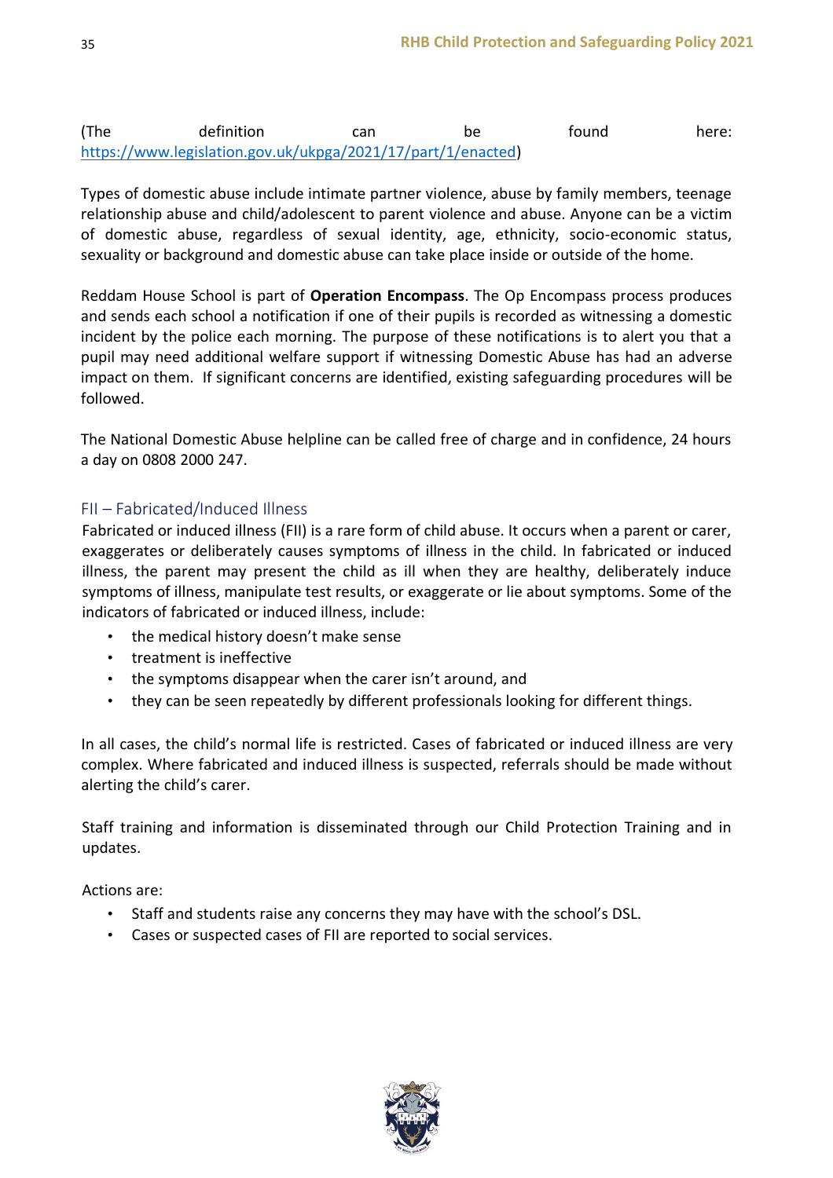(The definition can be found here: [https://www.legislation.gov.uk/ukpga/2021/17/part/1/enacted](https://www.legislation.gov.uk/ukpga/2021/17/part/1/enacted))

Types of domestic abuse include intimate partner violence, abuse by family members, teenage relationship abuse and child/adolescent to parent violence and abuse. Anyone can be a victim of domestic abuse, regardless of sexual identity, age, ethnicity, socio-economic status, sexuality or background and domestic abuse can take place inside or outside of the home.

Reddam House School is part of **Operation Encompass**. The Op Encompass process produces and sends each school a notification if one of their pupils is recorded as witnessing a domestic incident by the police each morning. The purpose of these notifications is to alert you that a pupil may need additional welfare support if witnessing Domestic Abuse has had an adverse impact on them. If significant concerns are identified, existing safeguarding procedures will be followed.

The National Domestic Abuse helpline can be called free of charge and in confidence, 24 hours a day on 0808 2000 247.

### FII – Fabricated/Induced Illness

Fabricated or induced illness (FII) is a rare form of child abuse. It occurs when a parent or carer, exaggerates or deliberately causes symptoms of illness in the child. In fabricated or induced illness, the parent may present the child as ill when they are healthy, deliberately induce symptoms of illness, manipulate test results, or exaggerate or lie about symptoms. Some of the indicators of fabricated or induced illness, include:

- the medical history doesn't make sense
- treatment is ineffective
- the symptoms disappear when the carer isn't around, and
- they can be seen repeatedly by different professionals looking for different things.

In all cases, the child's normal life is restricted. Cases of fabricated or induced illness are very complex. Where fabricated and induced illness is suspected, referrals should be made without alerting the child's carer.

Staff training and information is disseminated through our Child Protection Training and in updates.

Actions are:

- Staff and students raise any concerns they may have with the school's DSL.
- Cases or suspected cases of FII are reported to social services.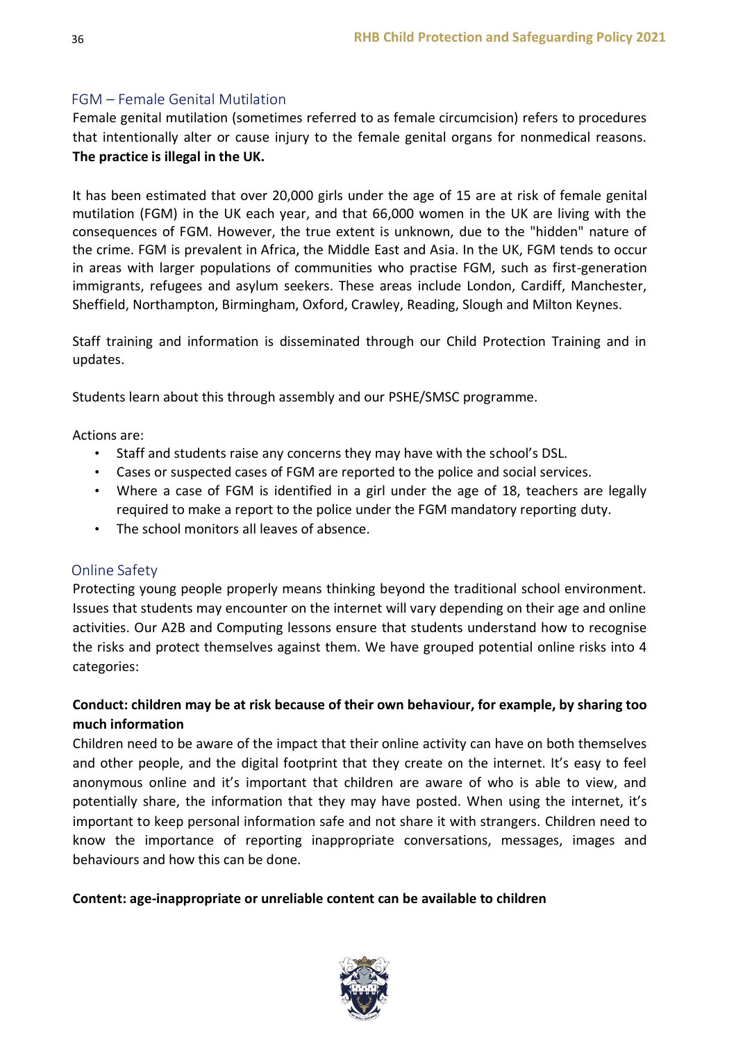## FGM – Female Genital Mutilation

Female genital mutilation (sometimes referred to as female circumcision) refers to procedures that intentionally alter or cause injury to the female genital organs for nonmedical reasons. **The practice is illegal in the UK.**

It has been estimated that over 20,000 girls under the age of 15 are at risk of female genital mutilation (FGM) in the UK each year, and that 66,000 women in the UK are living with the consequences of FGM. However, the true extent is unknown, due to the "hidden" nature of the crime. FGM is prevalent in Africa, the Middle East and Asia. In the UK, FGM tends to occur in areas with larger populations of communities who practise FGM, such as first-generation immigrants, refugees and asylum seekers. These areas include London, Cardiff, Manchester, Sheffield, Northampton, Birmingham, Oxford, Crawley, Reading, Slough and Milton Keynes.

Staff training and information is disseminated through our Child Protection Training and in updates.

Students learn about this through assembly and our PSHE/SMSC programme.

Actions are:

- Staff and students raise any concerns they may have with the school's DSL.
- Cases or suspected cases of FGM are reported to the police and social services.
- Where a case of FGM is identified in a girl under the age of 18, teachers are legally required to make a report to the police under the FGM mandatory reporting duty.
- The school monitors all leaves of absence.

## Online Safety

Protecting young people properly means thinking beyond the traditional school environment. Issues that students may encounter on the internet will vary depending on their age and online activities. Our A2B and Computing lessons ensure that students understand how to recognise the risks and protect themselves against them. We have grouped potential online risks into 4 categories:

**Conduct: children may be at risk because of their own behaviour, for example, by sharing too much information**

Children need to be aware of the impact that their online activity can have on both themselves and other people, and the digital footprint that they create on the internet. It's easy to feel anonymous online and it's important that children are aware of who is able to view, and potentially share, the information that they may have posted. When using the internet, it's important to keep personal information safe and not share it with strangers. Children need to know the importance of reporting inappropriate conversations, messages, images and behaviours and how this can be done.

**Content: age-inappropriate or unreliable content can be available to children**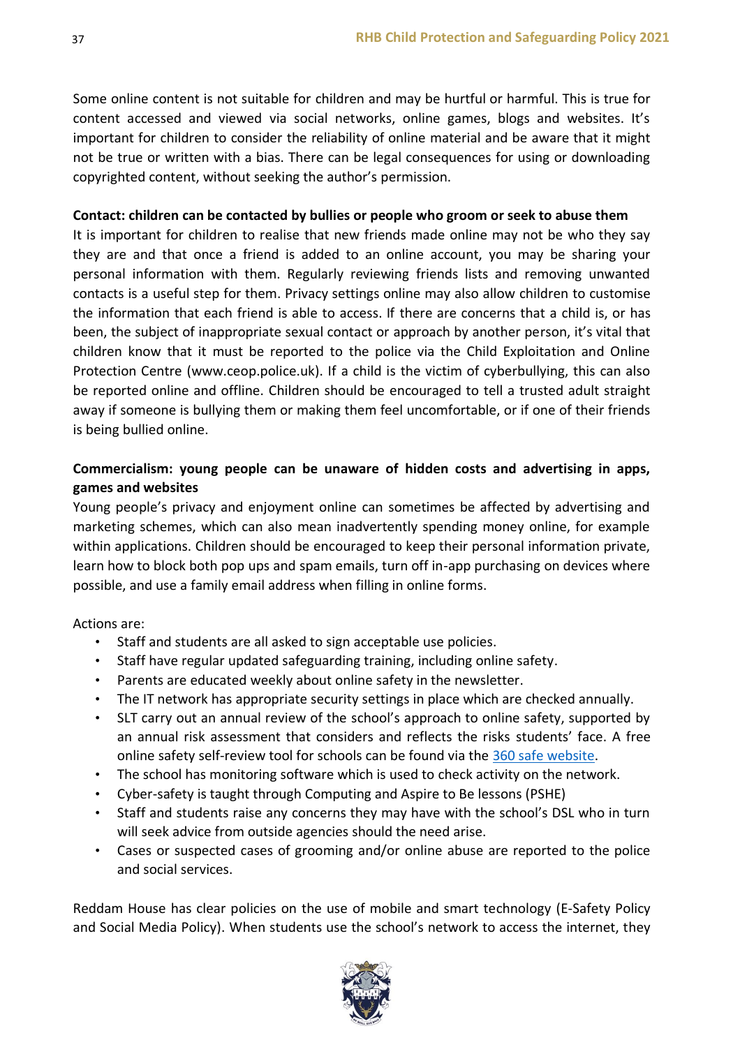Some online content is not suitable for children and may be hurtful or harmful. This is true for content accessed and viewed via social networks, online games, blogs and websites. It's important for children to consider the reliability of online material and be aware that it might not be true or written with a bias. There can be legal consequences for using or downloading copyrighted content, without seeking the author's permission.

**Contact: children can be contacted by bullies or people who groom or seek to abuse them**

It is important for children to realise that new friends made online may not be who they say they are and that once a friend is added to an online account, you may be sharing your personal information with them. Regularly reviewing friends lists and removing unwanted contacts is a useful step for them. Privacy settings online may also allow children to customise the information that each friend is able to access. If there are concerns that a child is, or has been, the subject of inappropriate sexual contact or approach by another person, it's vital that children know that it must be reported to the police via the Child Exploitation and Online Protection Centre (www.ceop.police.uk). If a child is the victim of cyberbullying, this can also be reported online and offline. Children should be encouraged to tell a trusted adult straight away if someone is bullying them or making them feel uncomfortable, or if one of their friends is being bullied online.

**Commercialism: young people can be unaware of hidden costs and advertising in apps, games and websites**

Young people's privacy and enjoyment online can sometimes be affected by advertising and marketing schemes, which can also mean inadvertently spending money online, for example within applications. Children should be encouraged to keep their personal information private, learn how to block both pop ups and spam emails, turn off in-app purchasing on devices where possible, and use a family email address when filling in online forms.

Actions are:

- Staff and students are all asked to sign acceptable use policies.
- Staff have regular updated safeguarding training, including online safety.
- Parents are educated weekly about online safety in the newsletter.
- The IT network has appropriate security settings in place which are checked annually.
- SLT carry out an annual review of the school's approach to online safety, supported by an annual risk assessment that considers and reflects the risks students' face. A free online safety self-review tool for schools can be found via the [360 safe website](360 safe website).
- The school has monitoring software which is used to check activity on the network.
- Cyber-safety is taught through Computing and Aspire to Be lessons (PSHE)
- Staff and students raise any concerns they may have with the school's DSL who in turn will seek advice from outside agencies should the need arise.
- Cases or suspected cases of grooming and/or online abuse are reported to the police and social services.

Reddam House has clear policies on the use of mobile and smart technology (E-Safety Policy and Social Media Policy). When students use the school's network to access the internet, they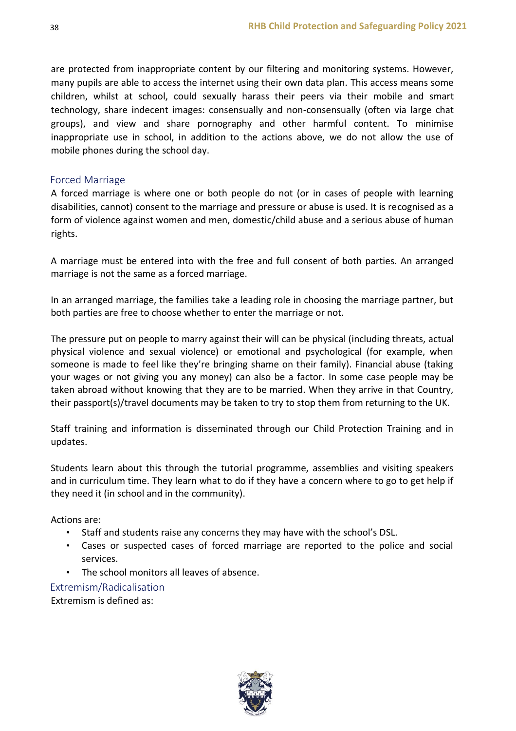are protected from inappropriate content by our filtering and monitoring systems. However, many pupils are able to access the internet using their own data plan. This access means some children, whilst at school, could sexually harass their peers via their mobile and smart technology, share indecent images: consensually and non-consensually (often via large chat groups), and view and share pornography and other harmful content. To minimise inappropriate use in school, in addition to the actions above, we do not allow the use of mobile phones during the school day.

## Forced Marriage

A forced marriage is where one or both people do not (or in cases of people with learning disabilities, cannot) consent to the marriage and pressure or abuse is used. It is recognised as a form of violence against women and men, domestic/child abuse and a serious abuse of human rights.

A marriage must be entered into with the free and full consent of both parties. An arranged marriage is not the same as a forced marriage.

In an arranged marriage, the families take a leading role in choosing the marriage partner, but both parties are free to choose whether to enter the marriage or not.

The pressure put on people to marry against their will can be physical (including threats, actual physical violence and sexual violence) or emotional and psychological (for example, when someone is made to feel like they're bringing shame on their family). Financial abuse (taking your wages or not giving you any money) can also be a factor. In some case people may be taken abroad without knowing that they are to be married. When they arrive in that Country, their passport(s)/travel documents may be taken to try to stop them from returning to the UK.

Staff training and information is disseminated through our Child Protection Training and in updates.

Students learn about this through the tutorial programme, assemblies and visiting speakers and in curriculum time. They learn what to do if they have a concern where to go to get help if they need it (in school and in the community).

Actions are:

- Staff and students raise any concerns they may have with the school's DSL.
- Cases or suspected cases of forced marriage are reported to the police and social services.
- The school monitors all leaves of absence.

## Extremism/Radicalisation

Extremism is defined as: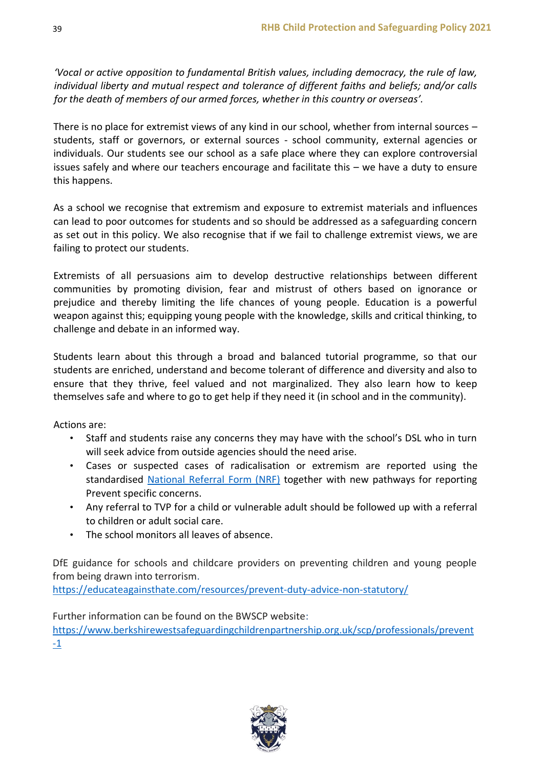*'Vocal or active opposition to fundamental British values, including democracy, the rule of law, individual liberty and mutual respect and tolerance of different faiths and beliefs; and/or calls for the death of members of our armed forces, whether in this country or overseas'.*

There is no place for extremist views of any kind in our school, whether from internal sources – students, staff or governors, or external sources - school community, external agencies or individuals. Our students see our school as a safe place where they can explore controversial issues safely and where our teachers encourage and facilitate this – we have a duty to ensure this happens.

As a school we recognise that extremism and exposure to extremist materials and influences can lead to poor outcomes for students and so should be addressed as a safeguarding concern as set out in this policy. We also recognise that if we fail to challenge extremist views, we are failing to protect our students.

Extremists of all persuasions aim to develop destructive relationships between different communities by promoting division, fear and mistrust of others based on ignorance or prejudice and thereby limiting the life chances of young people. Education is a powerful weapon against this; equipping young people with the knowledge, skills and critical thinking, to challenge and debate in an informed way.

Students learn about this through a broad and balanced tutorial programme, so that our students are enriched, understand and become tolerant of difference and diversity and also to ensure that they thrive, feel valued and not marginalized. They also learn how to keep themselves safe and where to go to get help if they need it (in school and in the community).

Actions are:

- Staff and students raise any concerns they may have with the school's DSL who in turn will seek advice from outside agencies should the need arise.
- Cases or suspected cases of radicalisation or extremism are reported using the standardised National Referral Form (NRF) together with new pathways for reporting Prevent specific concerns.
- Any referral to TVP for a child or vulnerable adult should be followed up with a referral to children or adult social care.
- The school monitors all leaves of absence.

DfE guidance for schools and childcare providers on preventing children and young people from being drawn into terrorism.
https://educateagainsthate.com/resources/prevent-duty-advice-non-statutory/

Further information can be found on the BWSCP website:
https://www.berkshirewestsafeguardingchildrenpartnership.org.uk/scp/professionals/prevent-1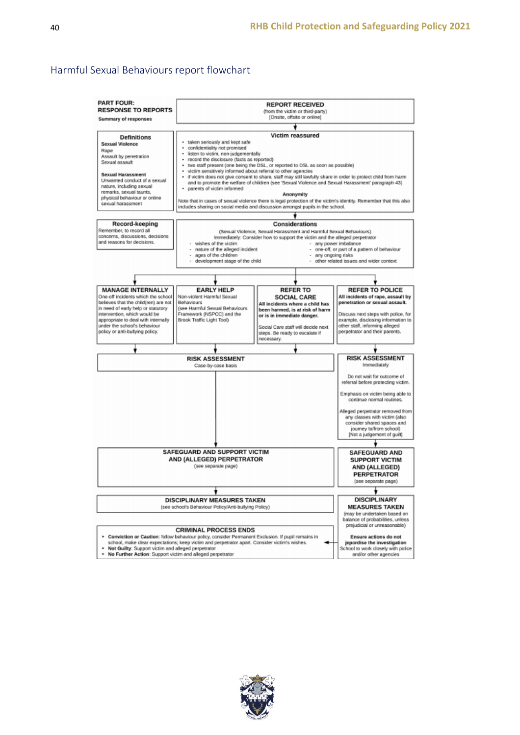## Harmful Sexual Behaviours report flowchart

**PART FOUR: RESPONSE TO REPORTS**

**Summary of responses**

**REPORT RECEIVED**
(from the victim or third-party)
[Onsite, offsite or online]

**Definitions**

**Sexual Violence**
Rape
Assault by penetration
Sexual assault

**Sexual Harassment**
Unwanted conduct of a sexual nature, including sexual remarks, sexual taunts, physical behaviour or online sexual harassment

**Victim reassured**

- taken seriously and kept safe
- confidentiality not promised
- listen to victim, non-judgementally
- record the disclosure (facts as reported)
- two staff present (one being the DSL, or reported to DSL as soon as possible)
- victim sensitively informed about referral to other agencies
- if victim does not give consent to share, staff may still lawfully share in order to protect child from harm and to promote the welfare of children (see 'Sexual Violence and Sexual Harassment' paragraph 43)
- parents of victim informed

**Anonymity**
Note that in cases of sexual violence there is legal protection of the victim's identity. Remember that this also includes sharing on social media and discussion amongst pupils in the school.

**Record-keeping**
Remember, to record all concerns, discussions, decisions and reasons for decisions.

**Considerations**
(Sexual Violence, Sexual Harassment and Harmful Sexual Behaviours)
Immediately: Consider how to support the victim and the alleged perpetrator

- wishes of the victim
- nature of the alleged incident
- ages of the children
- development stage of the child
- any power imbalance
- one-off, or part of a pattern of behaviour
- any ongoing risks
- other related issues and wider context

**MANAGE INTERNALLY**
One-off incidents which the school believes that the child(ren) are not in need of early help or statutory intervention, which would be appropriate to deal with internally under the school's behaviour policy or anti-bullying policy.

**EARLY HELP**
Non-violent Harmful Sexual Behaviours
(see Harmful Sexual Behaviours Framework (NSPCC) and the Brook Traffic Light Tool)

**REFER TO SOCIAL CARE**
**All incidents where a child has been harmed, is at risk of harm or is in immediate danger.**
Social Care staff will decide next steps. Be ready to escalate if necessary.

**REFER TO POLICE**
**All incidents of rape, assault by penetration or sexual assault.**
Discuss next steps with police, for example, disclosing information to other staff, informing alleged perpetrator and their parents.

**RISK ASSESSMENT**
Case-by-case basis

**RISK ASSESSMENT**
Immediately

Do not wait for outcome of referral before protecting victim.

Emphasis on victim being able to continue normal routines.

Alleged perpetrator removed from any classes with victim (also consider shared spaces and journey to/from school)
[Not a judgement of guilt]

**SAFEGUARD AND SUPPORT VICTIM AND (ALLEGED) PERPETRATOR**
(see separate page)

**SAFEGUARD AND SUPPORT VICTIM AND (ALLEGED) PERPETRATOR**
(see separate page)

**DISCIPLINARY MEASURES TAKEN**
(see school's Behaviour Policy/Anti-bullying Policy)

**DISCIPLINARY MEASURES TAKEN**
(may be undertaken based on balance of probabilities, unless prejudicial or unreasonable)

**Ensure actions do not jeopardise the investigation**
School to work closely with police and/or other agencies

**CRIMINAL PROCESS ENDS**

- **Conviction or Caution**: follow behaviour policy, consider Permanent Exclusion. If pupil remains in school, make clear expectations; keep victim and perpetrator apart. Consider victim's wishes.
- **Not Guilty**: Support victim and alleged perpetrator
- **No Further Action**: Support victim and alleged perpetrator